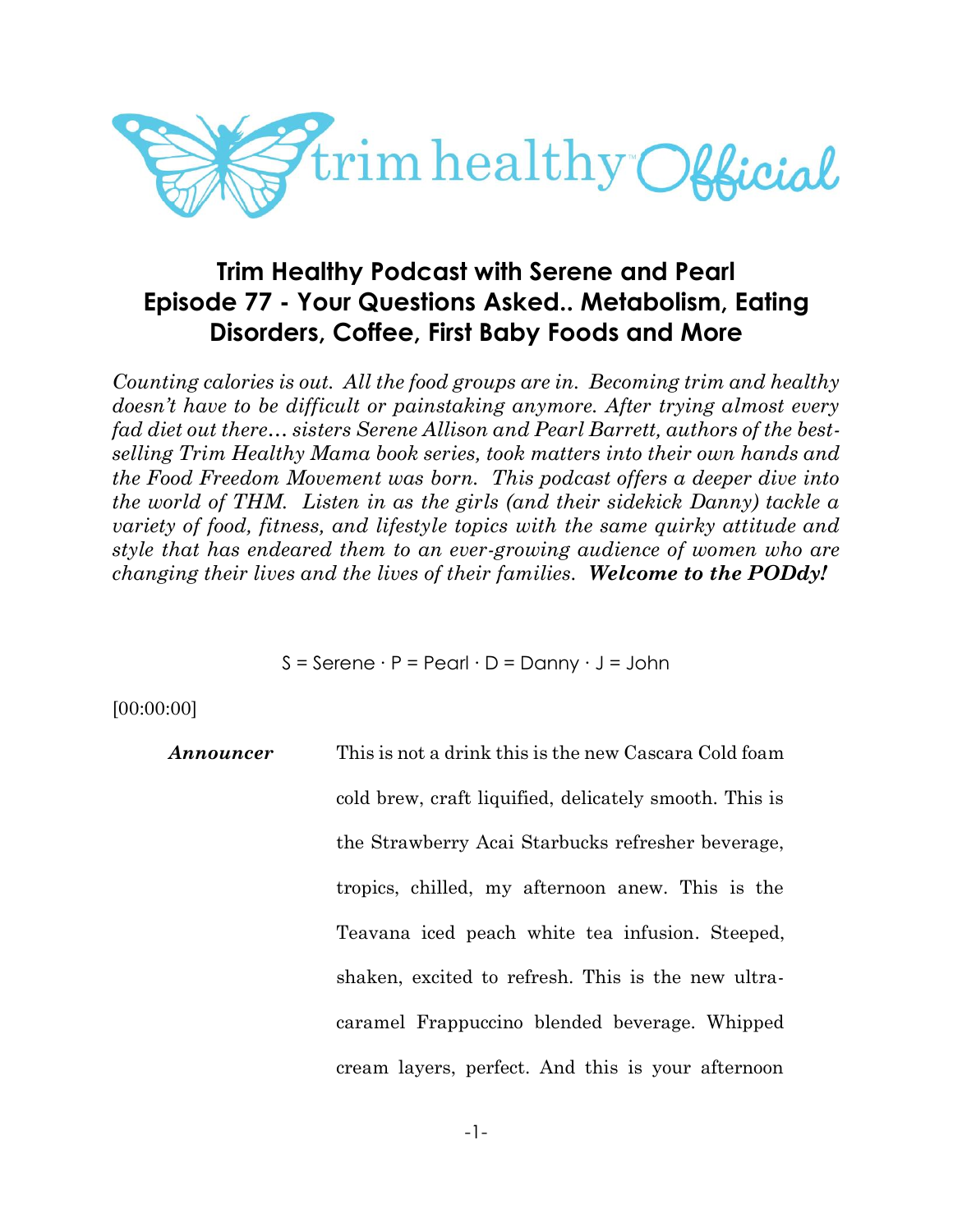# Trim Healthy Podcast with Serene and Pearl

## Episode 77 - Your Questions Asked.. Metabolism, Eating Disorders, Coffee, First Baby Foods and More

*Counting calories is out. All the food groups are in. Becoming trim and healthy doesn't have to be difficult or painstaking anymore. After trying almost every fad diet out there… sisters Serene Allison and Pearl Barrett, authors of the best-selling Trim Healthy Mama book series, took matters into their own hands and the Food Freedom Movement was born. This podcast offers a deeper dive into the world of THM. Listen in as the girls (and their sidekick Danny) tackle a variety of food, fitness, and lifestyle topics with the same quirky attitude and style that has endeared them to an ever-growing audience of women who are changing their lives and the lives of their families.* ***Welcome to the PODdy!***

S = Serene · P = Pearl · D = Danny · J = John

[00:00:00]

***Announcer*** This is not a drink this is the new Cascara Cold foam cold brew, craft liquified, delicately smooth. This is the Strawberry Acai Starbucks refresher beverage, tropics, chilled, my afternoon anew. This is the Teavana iced peach white tea infusion. Steeped, shaken, excited to refresh. This is the new ultra-caramel Frappuccino blended beverage. Whipped cream layers, perfect. And this is your afternoon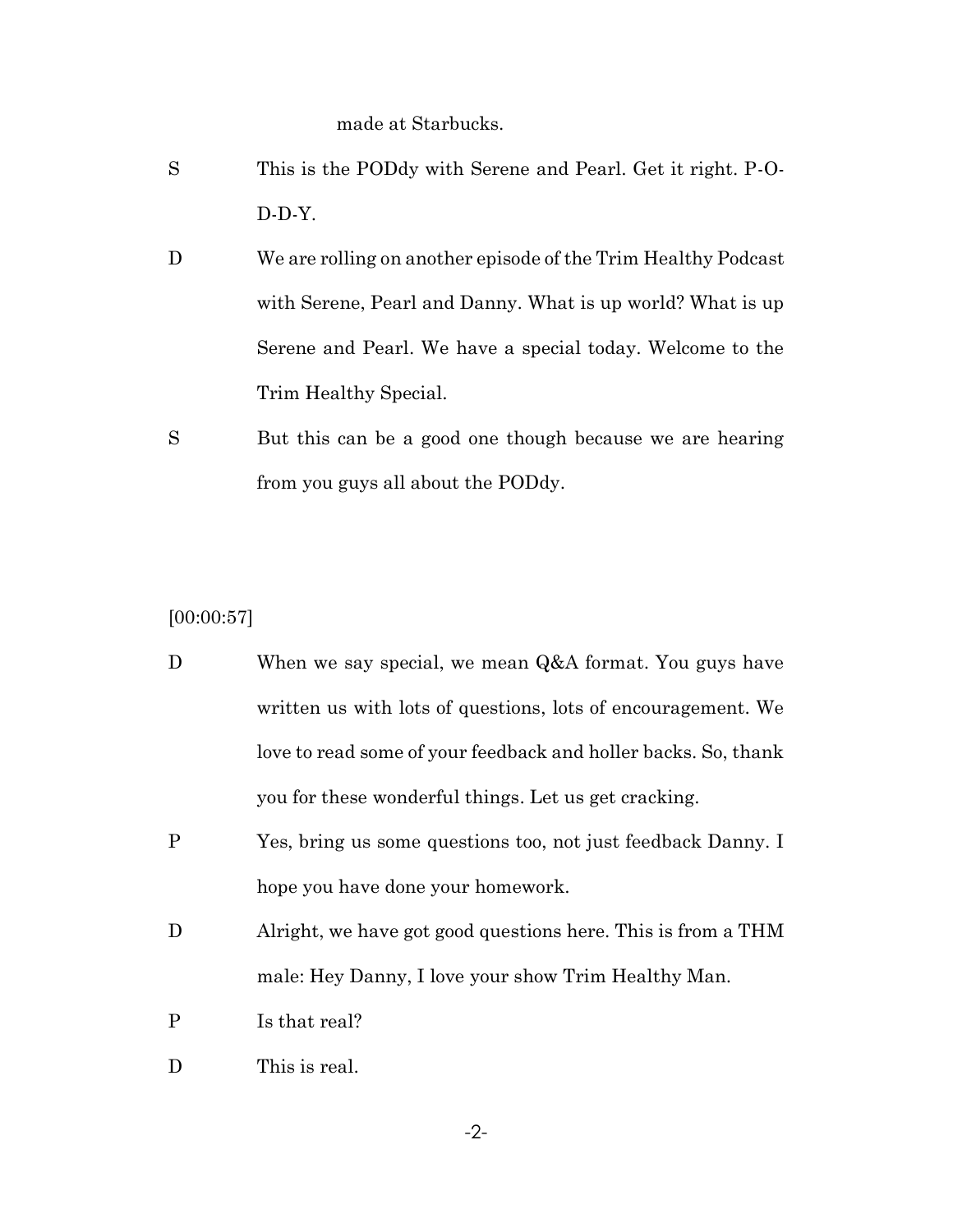made at Starbucks.

S This is the PODdy with Serene and Pearl. Get it right. P-O-D-D-Y.

D We are rolling on another episode of the Trim Healthy Podcast with Serene, Pearl and Danny. What is up world? What is up Serene and Pearl. We have a special today. Welcome to the Trim Healthy Special.

S But this can be a good one though because we are hearing from you guys all about the PODdy.

[00:00:57]

D When we say special, we mean Q&A format. You guys have written us with lots of questions, lots of encouragement. We love to read some of your feedback and holler backs. So, thank you for these wonderful things. Let us get cracking.

P Yes, bring us some questions too, not just feedback Danny. I hope you have done your homework.

D Alright, we have got good questions here. This is from a THM male: Hey Danny, I love your show Trim Healthy Man.

P Is that real?

D This is real.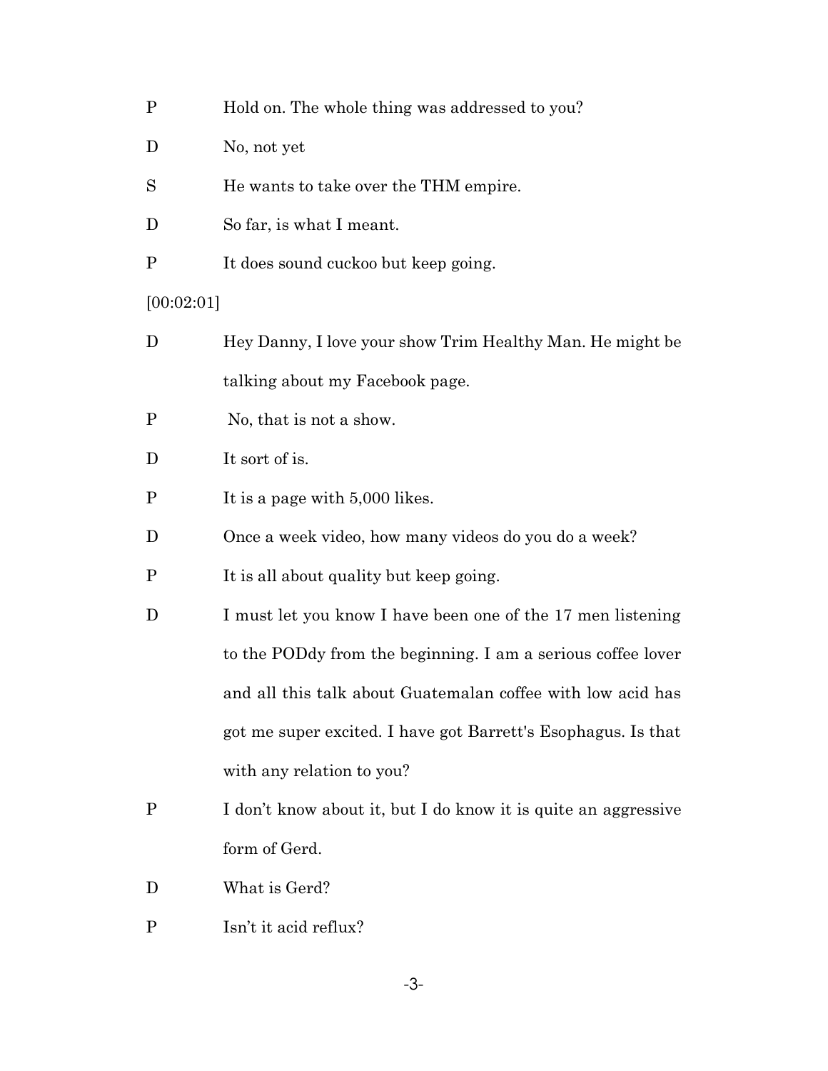P Hold on. The whole thing was addressed to you?

D No, not yet

S He wants to take over the THM empire.

D So far, is what I meant.

P It does sound cuckoo but keep going.

[00:02:01]

D Hey Danny, I love your show Trim Healthy Man. He might be talking about my Facebook page.

P No, that is not a show.

D It sort of is.

P It is a page with 5,000 likes.

D Once a week video, how many videos do you do a week?

P It is all about quality but keep going.

D I must let you know I have been one of the 17 men listening to the PODdy from the beginning. I am a serious coffee lover and all this talk about Guatemalan coffee with low acid has got me super excited. I have got Barrett's Esophagus. Is that with any relation to you?

P I don't know about it, but I do know it is quite an aggressive form of Gerd.

D What is Gerd?

P Isn't it acid reflux?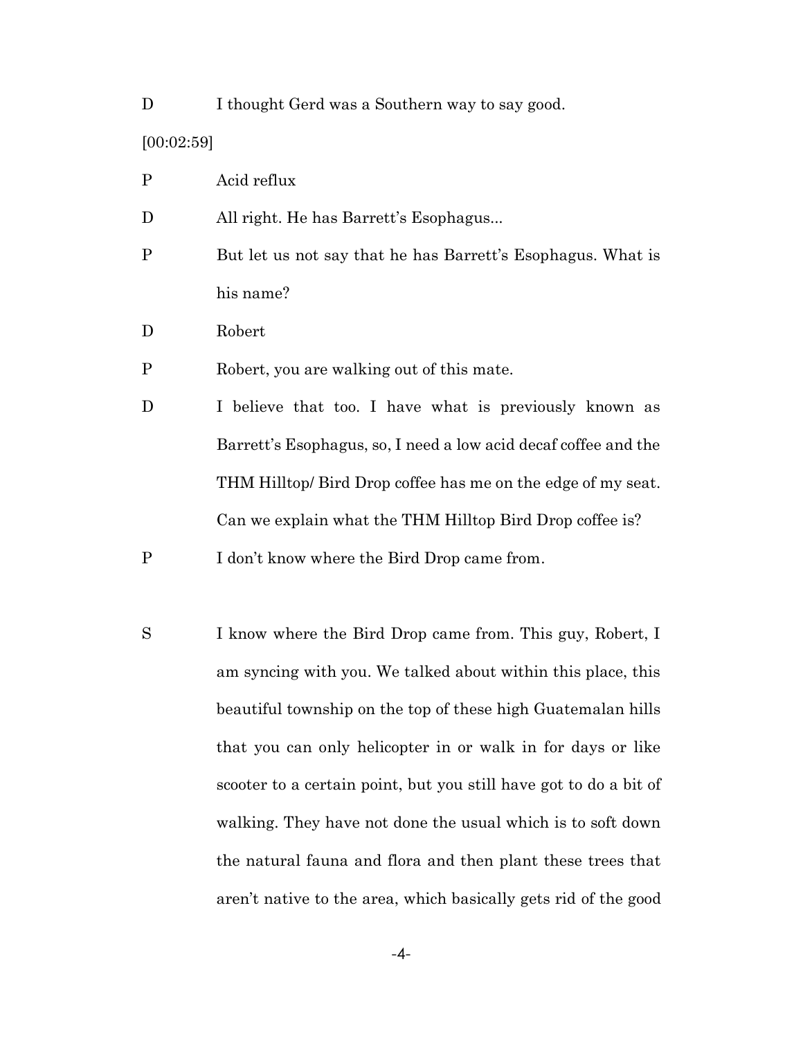D I thought Gerd was a Southern way to say good.

[00:02:59]

P Acid reflux

D All right. He has Barrett's Esophagus...

P But let us not say that he has Barrett's Esophagus. What is his name?

D Robert

P Robert, you are walking out of this mate.

D I believe that too. I have what is previously known as Barrett's Esophagus, so, I need a low acid decaf coffee and the THM Hilltop/ Bird Drop coffee has me on the edge of my seat. Can we explain what the THM Hilltop Bird Drop coffee is?

P I don't know where the Bird Drop came from.

S I know where the Bird Drop came from. This guy, Robert, I am syncing with you. We talked about within this place, this beautiful township on the top of these high Guatemalan hills that you can only helicopter in or walk in for days or like scooter to a certain point, but you still have got to do a bit of walking. They have not done the usual which is to soft down the natural fauna and flora and then plant these trees that aren't native to the area, which basically gets rid of the good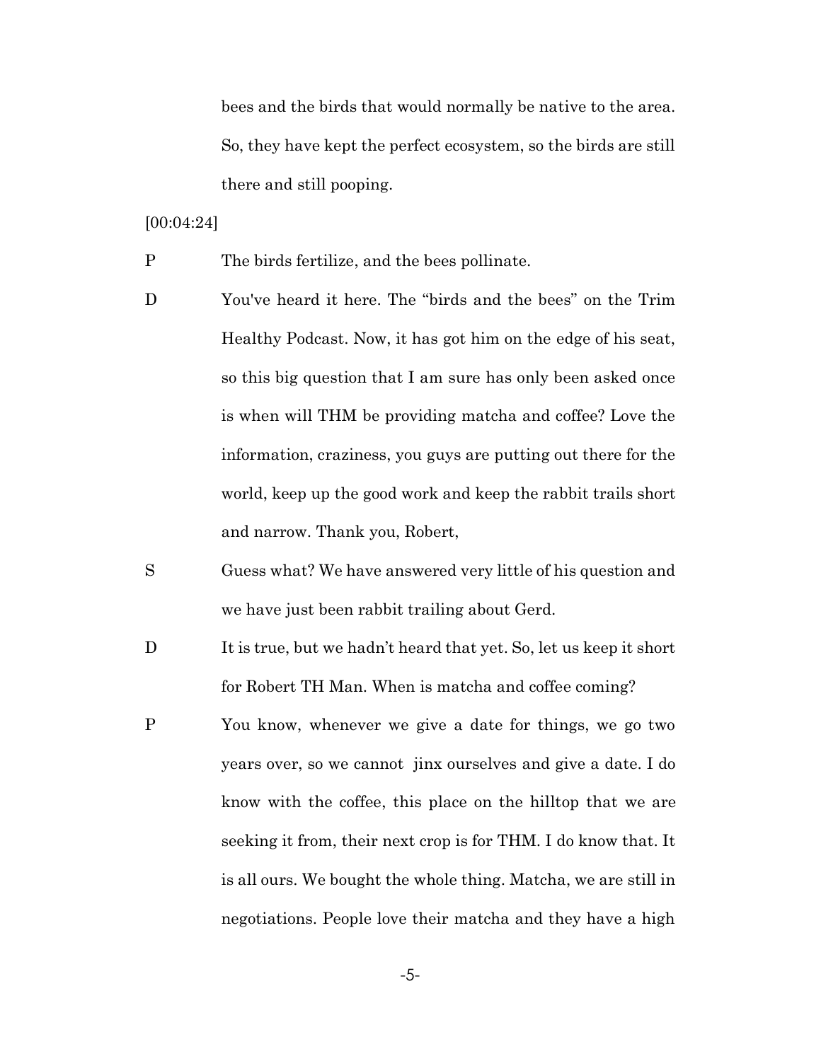bees and the birds that would normally be native to the area. So, they have kept the perfect ecosystem, so the birds are still there and still pooping.

[00:04:24]

P The birds fertilize, and the bees pollinate.

D You've heard it here. The “birds and the bees” on the Trim Healthy Podcast. Now, it has got him on the edge of his seat, so this big question that I am sure has only been asked once is when will THM be providing matcha and coffee? Love the information, craziness, you guys are putting out there for the world, keep up the good work and keep the rabbit trails short and narrow. Thank you, Robert,

S Guess what? We have answered very little of his question and we have just been rabbit trailing about Gerd.

D It is true, but we hadn’t heard that yet. So, let us keep it short for Robert TH Man. When is matcha and coffee coming?

P You know, whenever we give a date for things, we go two years over, so we cannot jinx ourselves and give a date. I do know with the coffee, this place on the hilltop that we are seeking it from, their next crop is for THM. I do know that. It is all ours. We bought the whole thing. Matcha, we are still in negotiations. People love their matcha and they have a high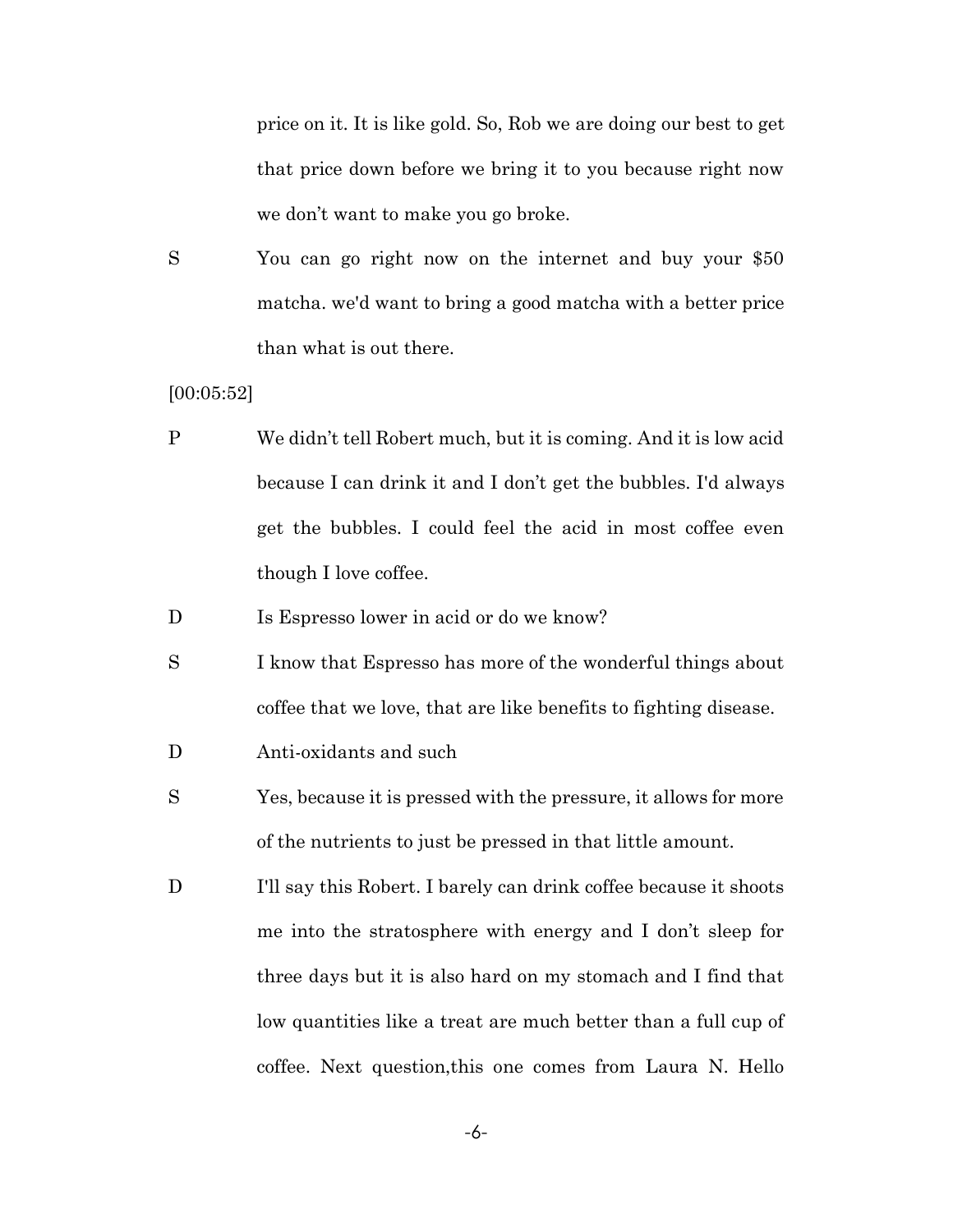price on it. It is like gold. So, Rob we are doing our best to get that price down before we bring it to you because right now we don't want to make you go broke.

S You can go right now on the internet and buy your $50 matcha. we'd want to bring a good matcha with a better price than what is out there.

[00:05:52]

P We didn't tell Robert much, but it is coming. And it is low acid because I can drink it and I don't get the bubbles. I'd always get the bubbles. I could feel the acid in most coffee even though I love coffee.

D Is Espresso lower in acid or do we know?

S I know that Espresso has more of the wonderful things about coffee that we love, that are like benefits to fighting disease.

D Anti-oxidants and such

S Yes, because it is pressed with the pressure, it allows for more of the nutrients to just be pressed in that little amount.

D I'll say this Robert. I barely can drink coffee because it shoots me into the stratosphere with energy and I don't sleep for three days but it is also hard on my stomach and I find that low quantities like a treat are much better than a full cup of coffee. Next question,this one comes from Laura N. Hello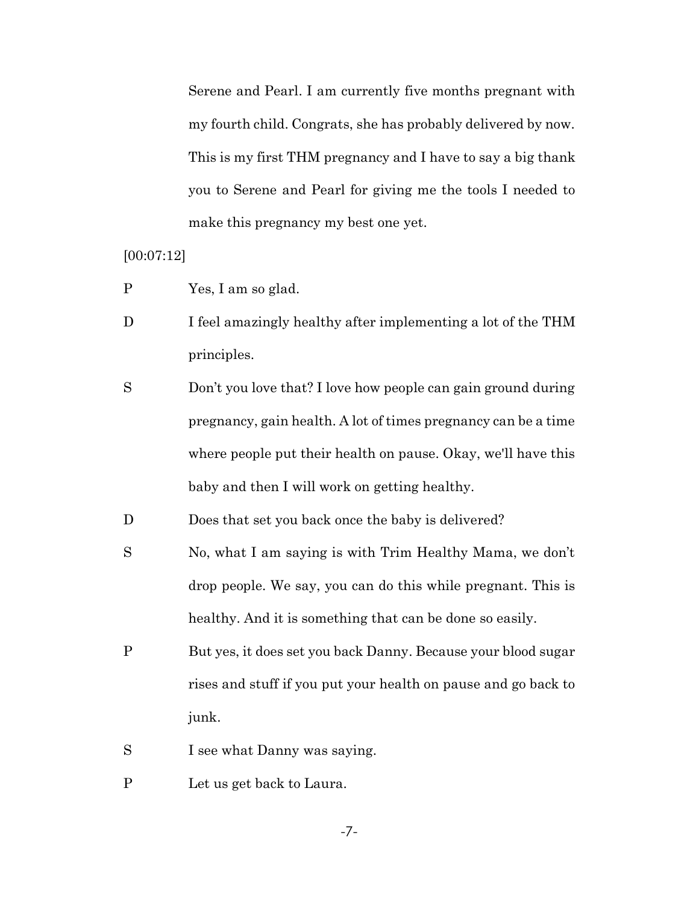Serene and Pearl. I am currently five months pregnant with my fourth child. Congrats, she has probably delivered by now. This is my first THM pregnancy and I have to say a big thank you to Serene and Pearl for giving me the tools I needed to make this pregnancy my best one yet.

[00:07:12]

P Yes, I am so glad.

D I feel amazingly healthy after implementing a lot of the THM principles.

S Don't you love that? I love how people can gain ground during pregnancy, gain health. A lot of times pregnancy can be a time where people put their health on pause. Okay, we'll have this baby and then I will work on getting healthy.

D Does that set you back once the baby is delivered?

S No, what I am saying is with Trim Healthy Mama, we don't drop people. We say, you can do this while pregnant. This is healthy. And it is something that can be done so easily.

P But yes, it does set you back Danny. Because your blood sugar rises and stuff if you put your health on pause and go back to junk.

S I see what Danny was saying.

P Let us get back to Laura.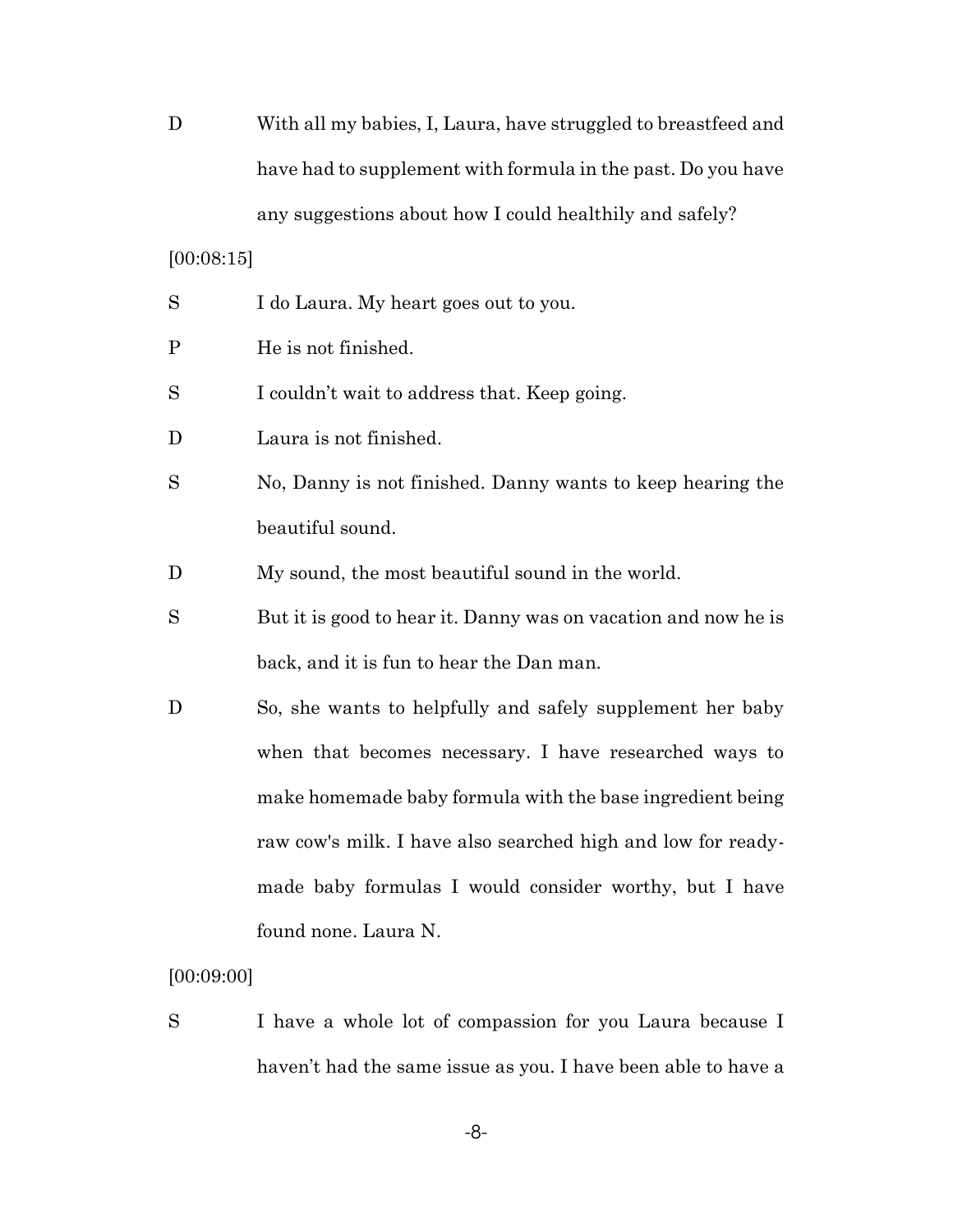D With all my babies, I, Laura, have struggled to breastfeed and have had to supplement with formula in the past. Do you have any suggestions about how I could healthily and safely?

[00:08:15]

S I do Laura. My heart goes out to you.

P He is not finished.

S I couldn't wait to address that. Keep going.

D Laura is not finished.

S No, Danny is not finished. Danny wants to keep hearing the beautiful sound.

D My sound, the most beautiful sound in the world.

S But it is good to hear it. Danny was on vacation and now he is back, and it is fun to hear the Dan man.

D So, she wants to helpfully and safely supplement her baby when that becomes necessary. I have researched ways to make homemade baby formula with the base ingredient being raw cow's milk. I have also searched high and low for ready-made baby formulas I would consider worthy, but I have found none. Laura N.

[00:09:00]

S I have a whole lot of compassion for you Laura because I haven't had the same issue as you. I have been able to have a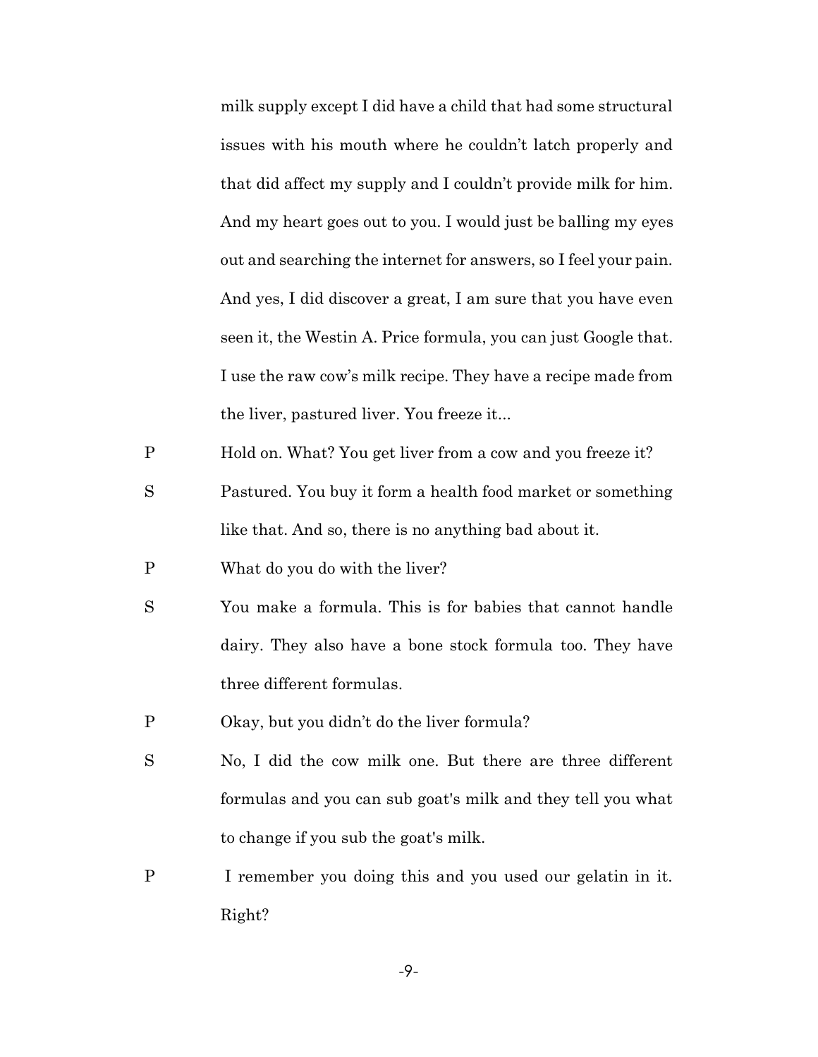milk supply except I did have a child that had some structural issues with his mouth where he couldn't latch properly and that did affect my supply and I couldn't provide milk for him. And my heart goes out to you. I would just be balling my eyes out and searching the internet for answers, so I feel your pain. And yes, I did discover a great, I am sure that you have even seen it, the Westin A. Price formula, you can just Google that. I use the raw cow's milk recipe. They have a recipe made from the liver, pastured liver. You freeze it...

P Hold on. What? You get liver from a cow and you freeze it?

S Pastured. You buy it form a health food market or something like that. And so, there is no anything bad about it.

P What do you do with the liver?

S You make a formula. This is for babies that cannot handle dairy. They also have a bone stock formula too. They have three different formulas.

P Okay, but you didn't do the liver formula?

S No, I did the cow milk one. But there are three different formulas and you can sub goat's milk and they tell you what to change if you sub the goat's milk.

P I remember you doing this and you used our gelatin in it. Right?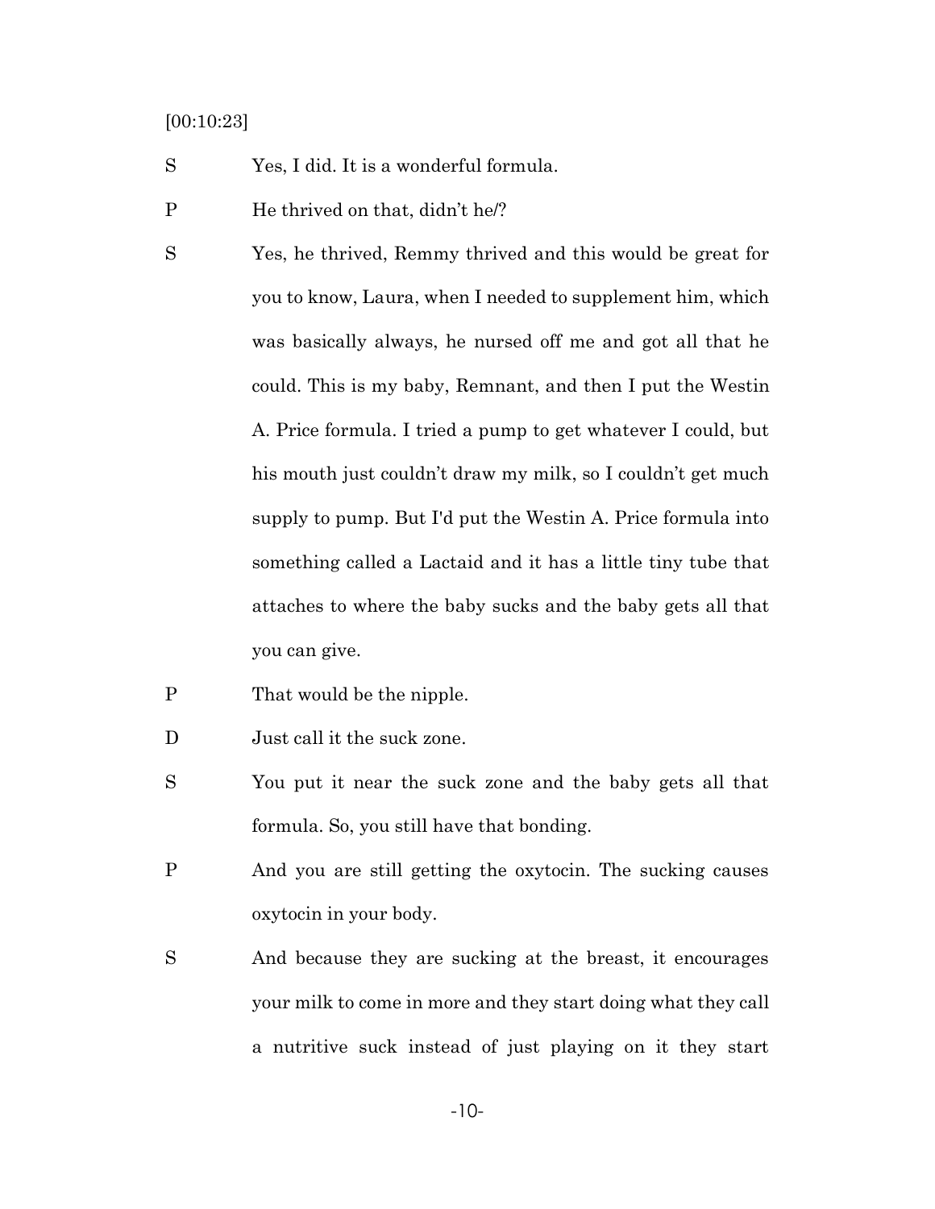[00:10:23]

S Yes, I did. It is a wonderful formula.

P He thrived on that, didn't he/?

S Yes, he thrived, Remmy thrived and this would be great for you to know, Laura, when I needed to supplement him, which was basically always, he nursed off me and got all that he could. This is my baby, Remnant, and then I put the Westin A. Price formula. I tried a pump to get whatever I could, but his mouth just couldn't draw my milk, so I couldn't get much supply to pump. But I'd put the Westin A. Price formula into something called a Lactaid and it has a little tiny tube that attaches to where the baby sucks and the baby gets all that you can give.

P That would be the nipple.

D Just call it the suck zone.

S You put it near the suck zone and the baby gets all that formula. So, you still have that bonding.

P And you are still getting the oxytocin. The sucking causes oxytocin in your body.

S And because they are sucking at the breast, it encourages your milk to come in more and they start doing what they call a nutritive suck instead of just playing on it they start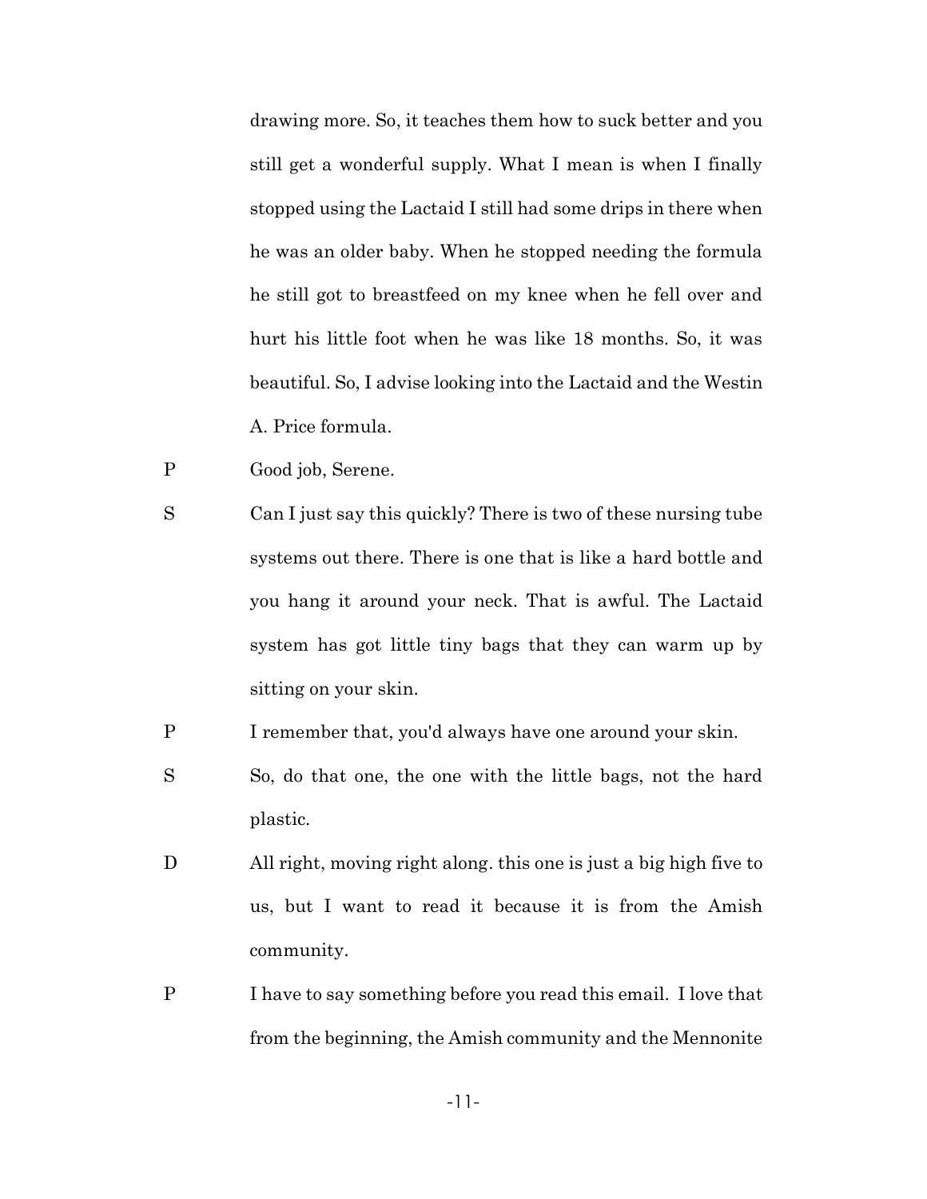drawing more. So, it teaches them how to suck better and you still get a wonderful supply. What I mean is when I finally stopped using the Lactaid I still had some drips in there when he was an older baby. When he stopped needing the formula he still got to breastfeed on my knee when he fell over and hurt his little foot when he was like 18 months. So, it was beautiful. So, I advise looking into the Lactaid and the Westin A. Price formula.

P Good job, Serene.

S Can I just say this quickly? There is two of these nursing tube systems out there. There is one that is like a hard bottle and you hang it around your neck. That is awful. The Lactaid system has got little tiny bags that they can warm up by sitting on your skin.

P I remember that, you'd always have one around your skin.

S So, do that one, the one with the little bags, not the hard plastic.

D All right, moving right along. this one is just a big high five to us, but I want to read it because it is from the Amish community.

P I have to say something before you read this email. I love that from the beginning, the Amish community and the Mennonite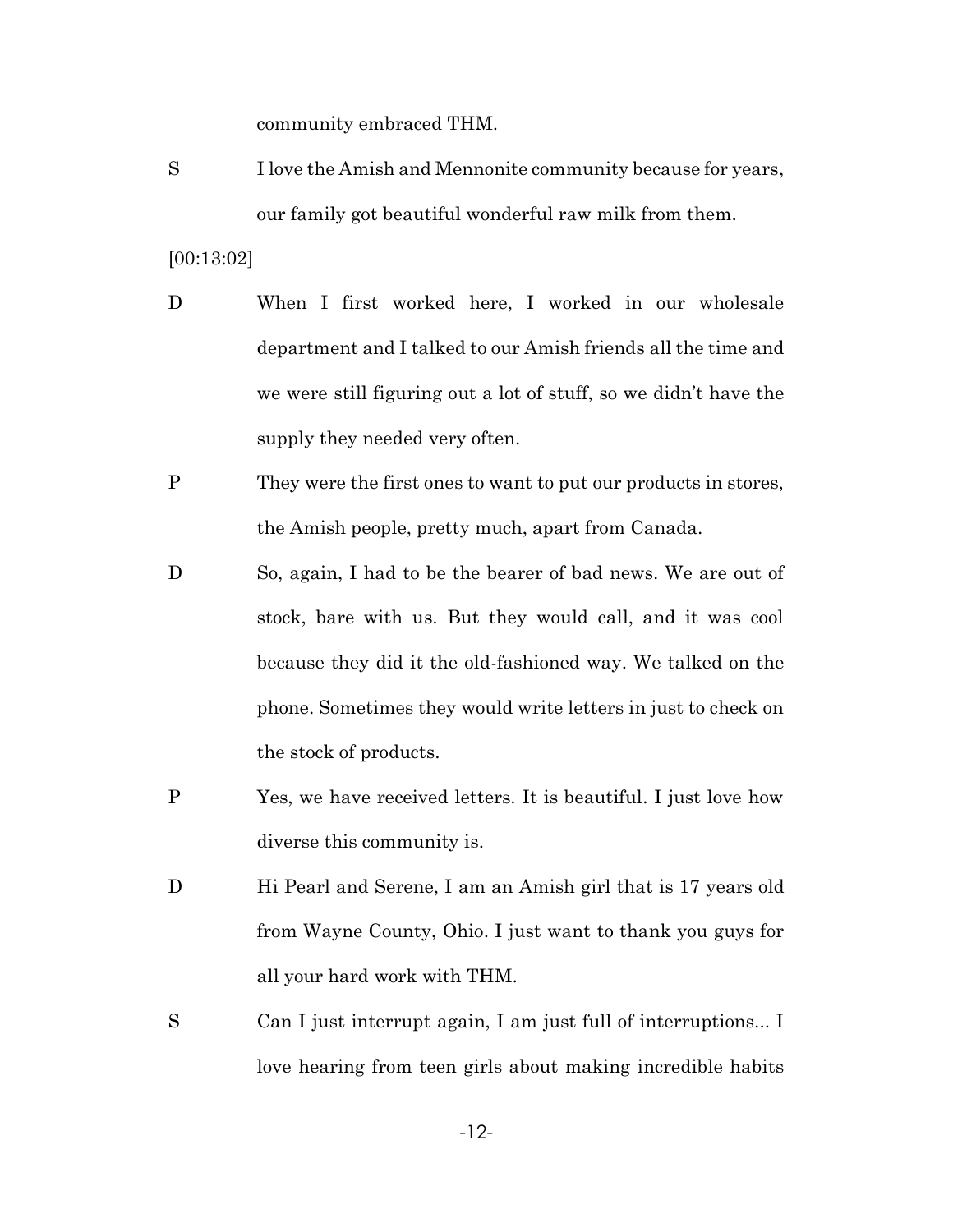community embraced THM.

S I love the Amish and Mennonite community because for years, our family got beautiful wonderful raw milk from them.

[00:13:02]

D When I first worked here, I worked in our wholesale department and I talked to our Amish friends all the time and we were still figuring out a lot of stuff, so we didn't have the supply they needed very often.

P They were the first ones to want to put our products in stores, the Amish people, pretty much, apart from Canada.

D So, again, I had to be the bearer of bad news. We are out of stock, bare with us. But they would call, and it was cool because they did it the old-fashioned way. We talked on the phone. Sometimes they would write letters in just to check on the stock of products.

P Yes, we have received letters. It is beautiful. I just love how diverse this community is.

D Hi Pearl and Serene, I am an Amish girl that is 17 years old from Wayne County, Ohio. I just want to thank you guys for all your hard work with THM.

S Can I just interrupt again, I am just full of interruptions... I love hearing from teen girls about making incredible habits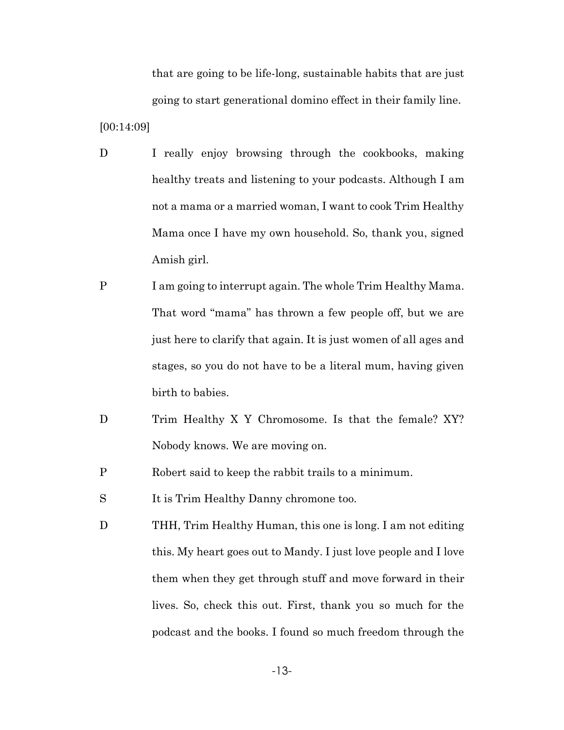that are going to be life-long, sustainable habits that are just going to start generational domino effect in their family line.

[00:14:09]

D I really enjoy browsing through the cookbooks, making healthy treats and listening to your podcasts. Although I am not a mama or a married woman, I want to cook Trim Healthy Mama once I have my own household. So, thank you, signed Amish girl.

P I am going to interrupt again. The whole Trim Healthy Mama. That word "mama" has thrown a few people off, but we are just here to clarify that again. It is just women of all ages and stages, so you do not have to be a literal mum, having given birth to babies.

D Trim Healthy X Y Chromosome. Is that the female? XY? Nobody knows. We are moving on.

P Robert said to keep the rabbit trails to a minimum.

S It is Trim Healthy Danny chromone too.

D THH, Trim Healthy Human, this one is long. I am not editing this. My heart goes out to Mandy. I just love people and I love them when they get through stuff and move forward in their lives. So, check this out. First, thank you so much for the podcast and the books. I found so much freedom through the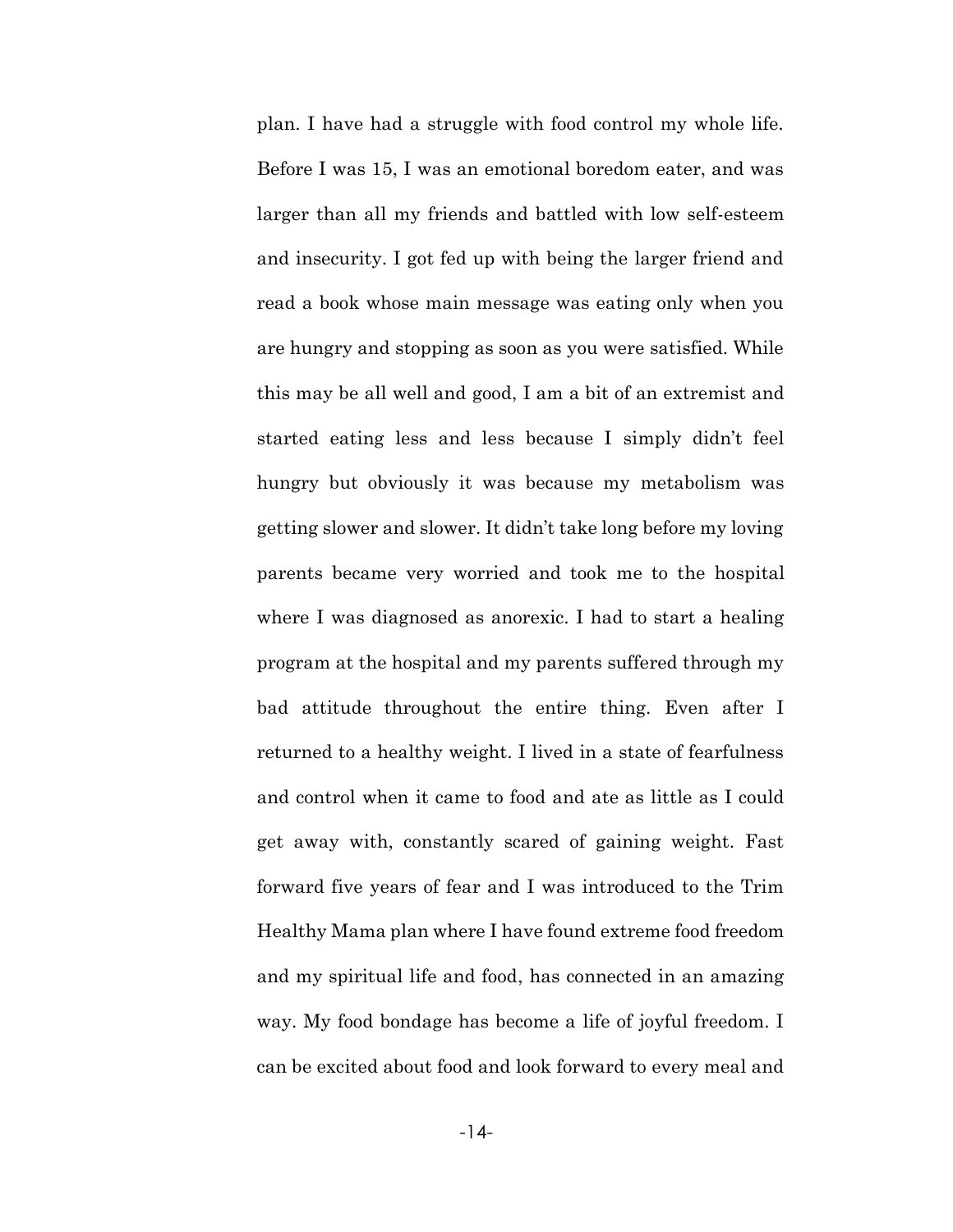plan. I have had a struggle with food control my whole life. Before I was 15, I was an emotional boredom eater, and was larger than all my friends and battled with low self-esteem and insecurity. I got fed up with being the larger friend and read a book whose main message was eating only when you are hungry and stopping as soon as you were satisfied. While this may be all well and good, I am a bit of an extremist and started eating less and less because I simply didn't feel hungry but obviously it was because my metabolism was getting slower and slower. It didn't take long before my loving parents became very worried and took me to the hospital where I was diagnosed as anorexic. I had to start a healing program at the hospital and my parents suffered through my bad attitude throughout the entire thing. Even after I returned to a healthy weight. I lived in a state of fearfulness and control when it came to food and ate as little as I could get away with, constantly scared of gaining weight. Fast forward five years of fear and I was introduced to the Trim Healthy Mama plan where I have found extreme food freedom and my spiritual life and food, has connected in an amazing way. My food bondage has become a life of joyful freedom. I can be excited about food and look forward to every meal and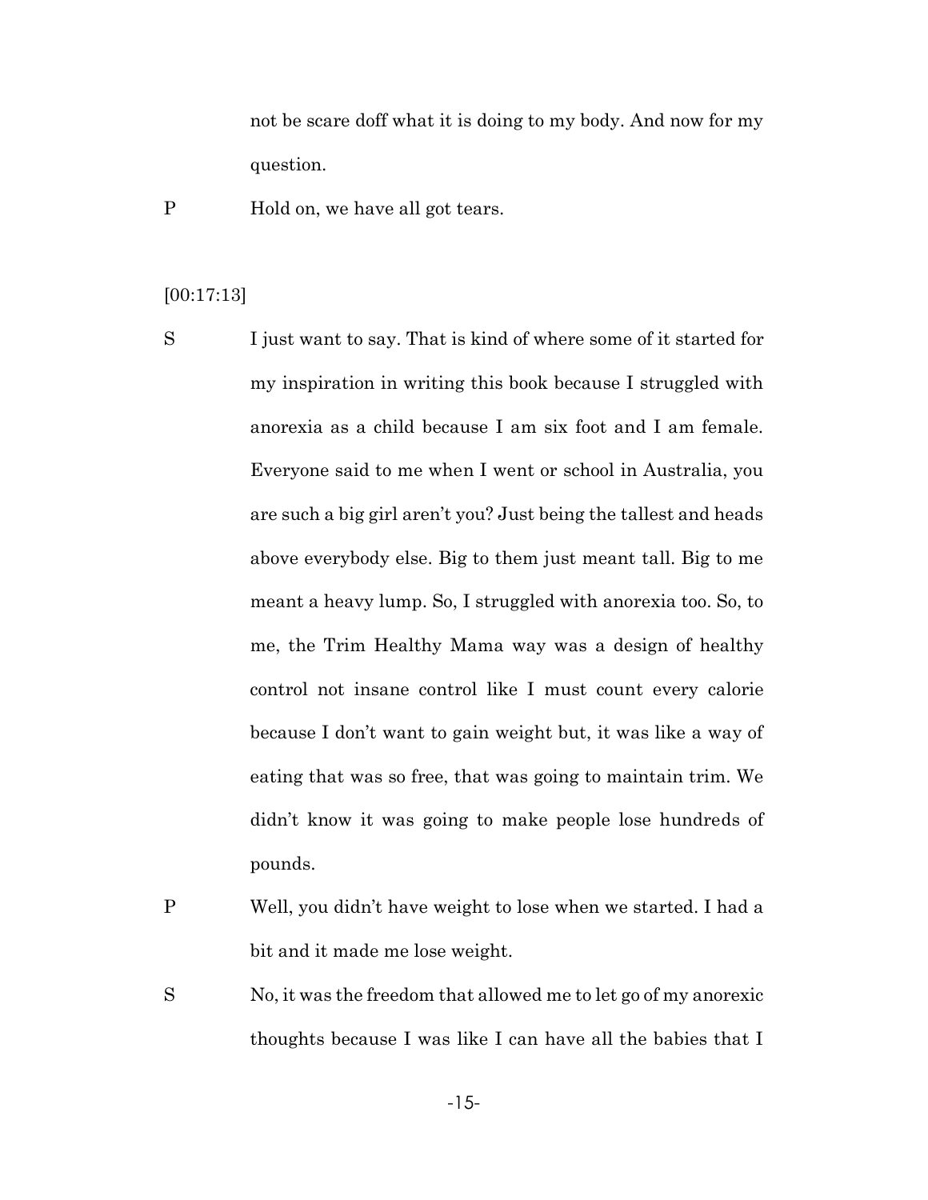not be scare doff what it is doing to my body. And now for my question.

P Hold on, we have all got tears.

[00:17:13]

S I just want to say. That is kind of where some of it started for my inspiration in writing this book because I struggled with anorexia as a child because I am six foot and I am female. Everyone said to me when I went or school in Australia, you are such a big girl aren't you? Just being the tallest and heads above everybody else. Big to them just meant tall. Big to me meant a heavy lump. So, I struggled with anorexia too. So, to me, the Trim Healthy Mama way was a design of healthy control not insane control like I must count every calorie because I don't want to gain weight but, it was like a way of eating that was so free, that was going to maintain trim. We didn't know it was going to make people lose hundreds of pounds.

P Well, you didn't have weight to lose when we started. I had a bit and it made me lose weight.

S No, it was the freedom that allowed me to let go of my anorexic thoughts because I was like I can have all the babies that I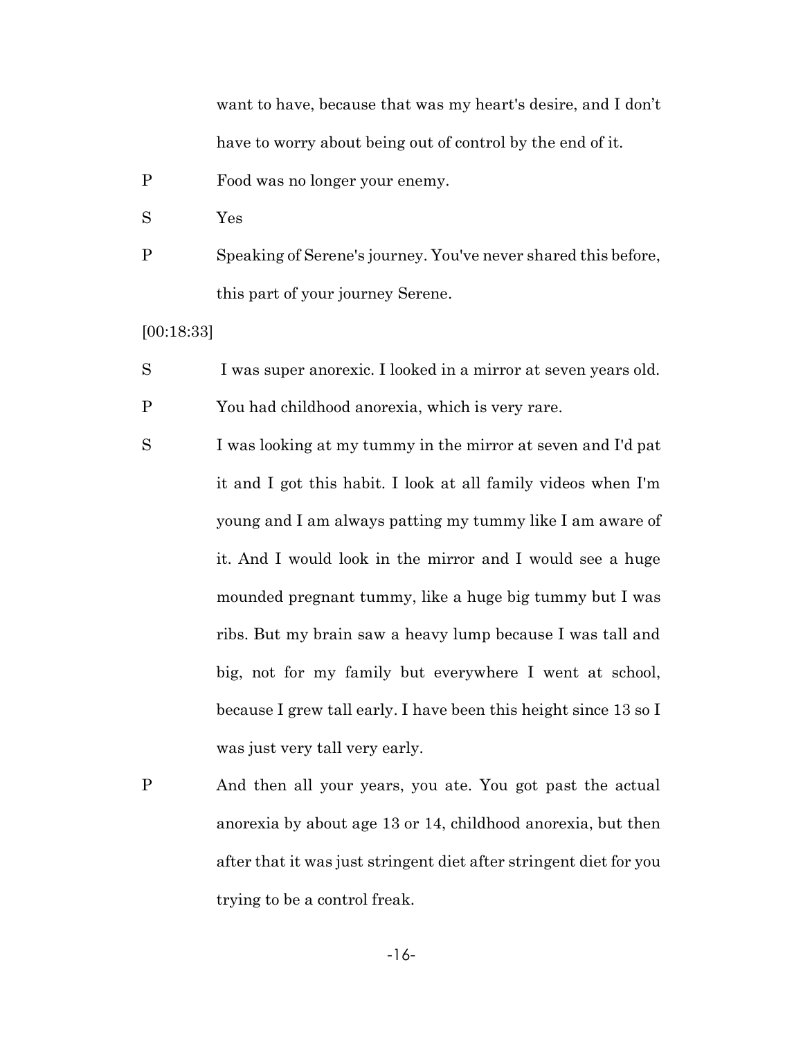want to have, because that was my heart's desire, and I don't have to worry about being out of control by the end of it.

P Food was no longer your enemy.

S Yes

P Speaking of Serene's journey. You've never shared this before, this part of your journey Serene.

[00:18:33]

S I was super anorexic. I looked in a mirror at seven years old.

P You had childhood anorexia, which is very rare.

S I was looking at my tummy in the mirror at seven and I'd pat it and I got this habit. I look at all family videos when I'm young and I am always patting my tummy like I am aware of it. And I would look in the mirror and I would see a huge mounded pregnant tummy, like a huge big tummy but I was ribs. But my brain saw a heavy lump because I was tall and big, not for my family but everywhere I went at school, because I grew tall early. I have been this height since 13 so I was just very tall very early.

P And then all your years, you ate. You got past the actual anorexia by about age 13 or 14, childhood anorexia, but then after that it was just stringent diet after stringent diet for you trying to be a control freak.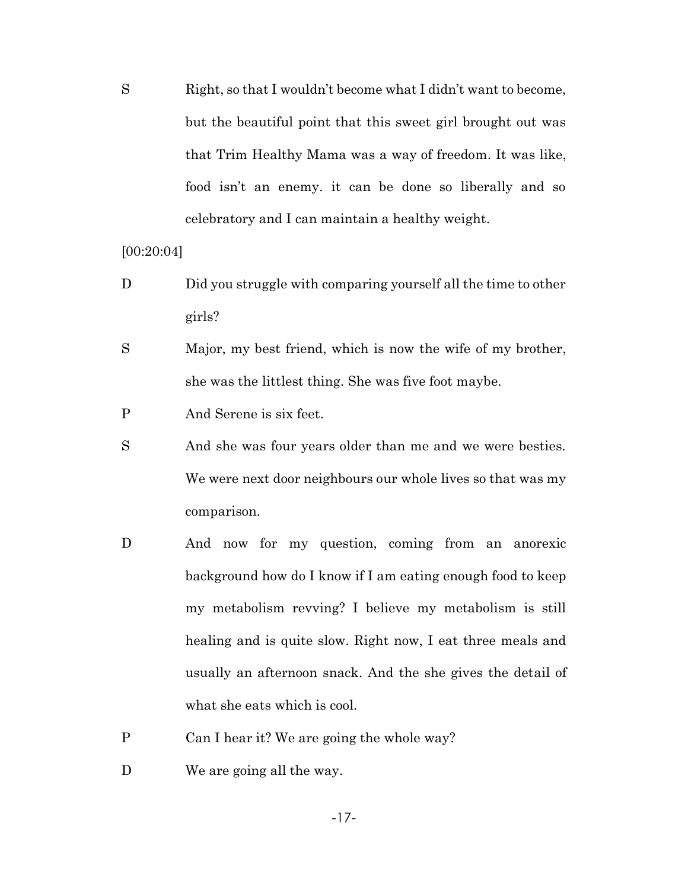S Right, so that I wouldn't become what I didn't want to become, but the beautiful point that this sweet girl brought out was that Trim Healthy Mama was a way of freedom. It was like, food isn't an enemy. it can be done so liberally and so celebratory and I can maintain a healthy weight.

[00:20:04]

D Did you struggle with comparing yourself all the time to other girls?

S Major, my best friend, which is now the wife of my brother, she was the littlest thing. She was five foot maybe.

P And Serene is six feet.

S And she was four years older than me and we were besties. We were next door neighbours our whole lives so that was my comparison.

D And now for my question, coming from an anorexic background how do I know if I am eating enough food to keep my metabolism revving? I believe my metabolism is still healing and is quite slow. Right now, I eat three meals and usually an afternoon snack. And the she gives the detail of what she eats which is cool.

P Can I hear it? We are going the whole way?

D We are going all the way.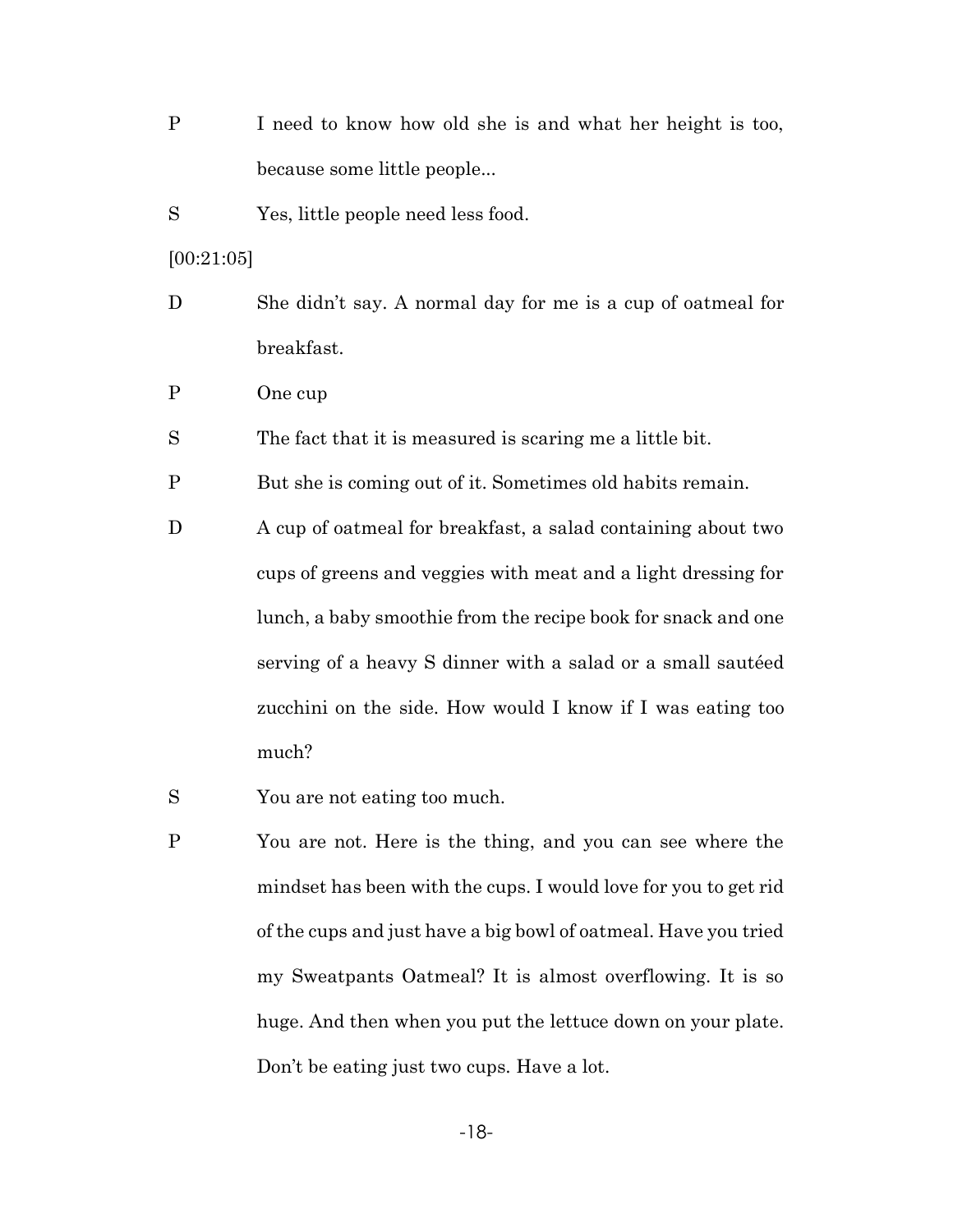P I need to know how old she is and what her height is too, because some little people...

S Yes, little people need less food.

[00:21:05]

D She didn't say. A normal day for me is a cup of oatmeal for breakfast.

P One cup

S The fact that it is measured is scaring me a little bit.

P But she is coming out of it. Sometimes old habits remain.

D A cup of oatmeal for breakfast, a salad containing about two cups of greens and veggies with meat and a light dressing for lunch, a baby smoothie from the recipe book for snack and one serving of a heavy S dinner with a salad or a small sautéed zucchini on the side. How would I know if I was eating too much?

S You are not eating too much.

P You are not. Here is the thing, and you can see where the mindset has been with the cups. I would love for you to get rid of the cups and just have a big bowl of oatmeal. Have you tried my Sweatpants Oatmeal? It is almost overflowing. It is so huge. And then when you put the lettuce down on your plate. Don't be eating just two cups. Have a lot.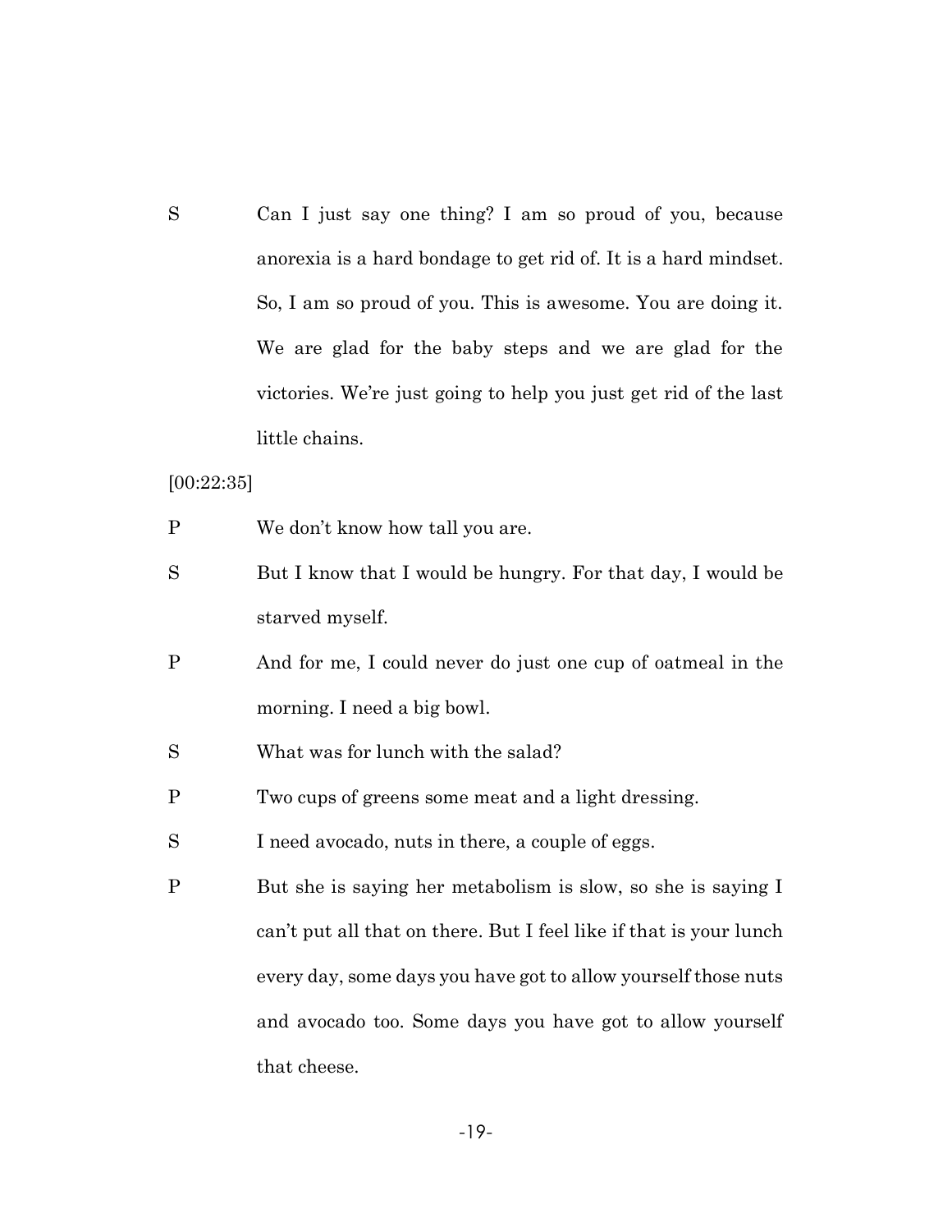S Can I just say one thing? I am so proud of you, because anorexia is a hard bondage to get rid of. It is a hard mindset. So, I am so proud of you. This is awesome. You are doing it. We are glad for the baby steps and we are glad for the victories. We're just going to help you just get rid of the last little chains.

[00:22:35]

P We don't know how tall you are.

S But I know that I would be hungry. For that day, I would be starved myself.

P And for me, I could never do just one cup of oatmeal in the morning. I need a big bowl.

S What was for lunch with the salad?

P Two cups of greens some meat and a light dressing.

S I need avocado, nuts in there, a couple of eggs.

P But she is saying her metabolism is slow, so she is saying I can't put all that on there. But I feel like if that is your lunch every day, some days you have got to allow yourself those nuts and avocado too. Some days you have got to allow yourself that cheese.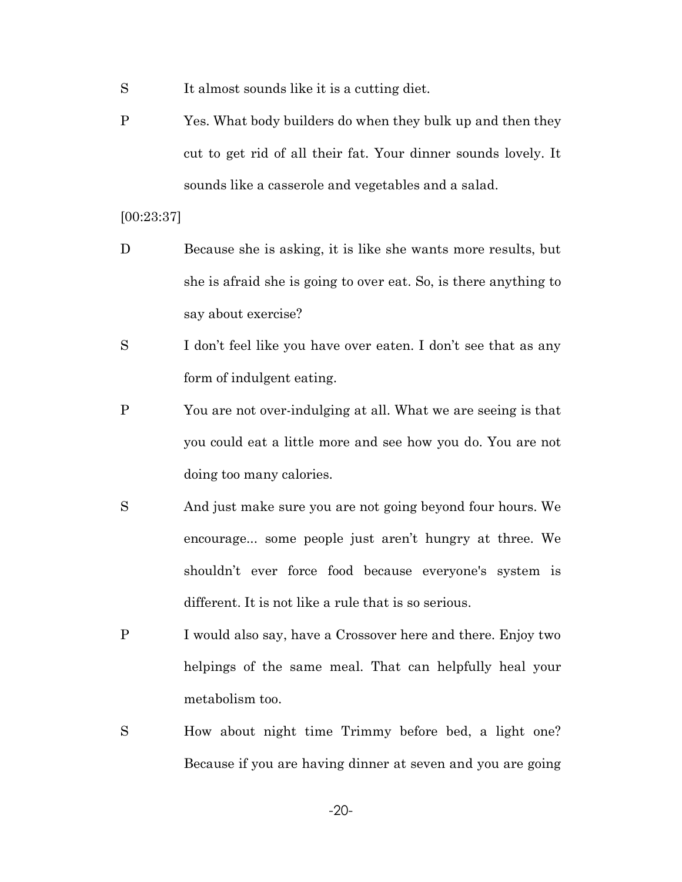S It almost sounds like it is a cutting diet.

P Yes. What body builders do when they bulk up and then they cut to get rid of all their fat. Your dinner sounds lovely. It sounds like a casserole and vegetables and a salad.

[00:23:37]

D Because she is asking, it is like she wants more results, but she is afraid she is going to over eat. So, is there anything to say about exercise?

S I don't feel like you have over eaten. I don't see that as any form of indulgent eating.

P You are not over-indulging at all. What we are seeing is that you could eat a little more and see how you do. You are not doing too many calories.

S And just make sure you are not going beyond four hours. We encourage... some people just aren't hungry at three. We shouldn't ever force food because everyone's system is different. It is not like a rule that is so serious.

P I would also say, have a Crossover here and there. Enjoy two helpings of the same meal. That can helpfully heal your metabolism too.

S How about night time Trimmy before bed, a light one? Because if you are having dinner at seven and you are going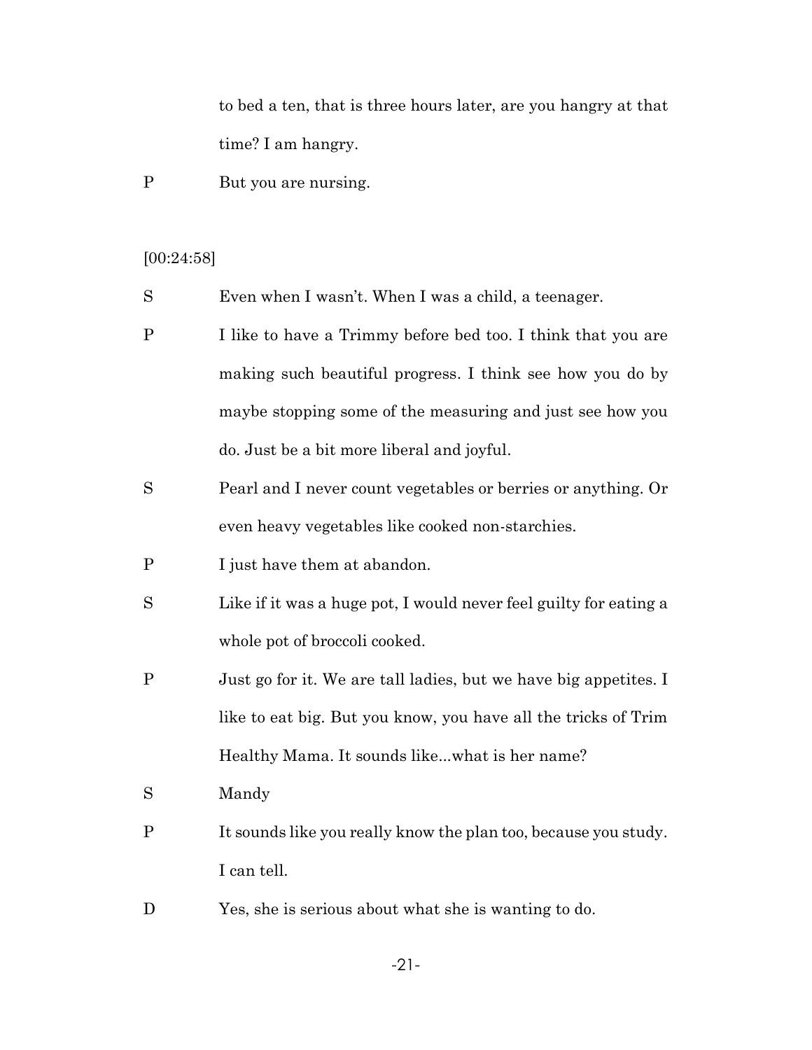to bed a ten, that is three hours later, are you hangry at that time? I am hangry.

P But you are nursing.

[00:24:58]

S Even when I wasn't. When I was a child, a teenager.

P I like to have a Trimmy before bed too. I think that you are making such beautiful progress. I think see how you do by maybe stopping some of the measuring and just see how you do. Just be a bit more liberal and joyful.

S Pearl and I never count vegetables or berries or anything. Or even heavy vegetables like cooked non-starchies.

P I just have them at abandon.

S Like if it was a huge pot, I would never feel guilty for eating a whole pot of broccoli cooked.

P Just go for it. We are tall ladies, but we have big appetites. I like to eat big. But you know, you have all the tricks of Trim Healthy Mama. It sounds like...what is her name?

S Mandy

P It sounds like you really know the plan too, because you study. I can tell.

D Yes, she is serious about what she is wanting to do.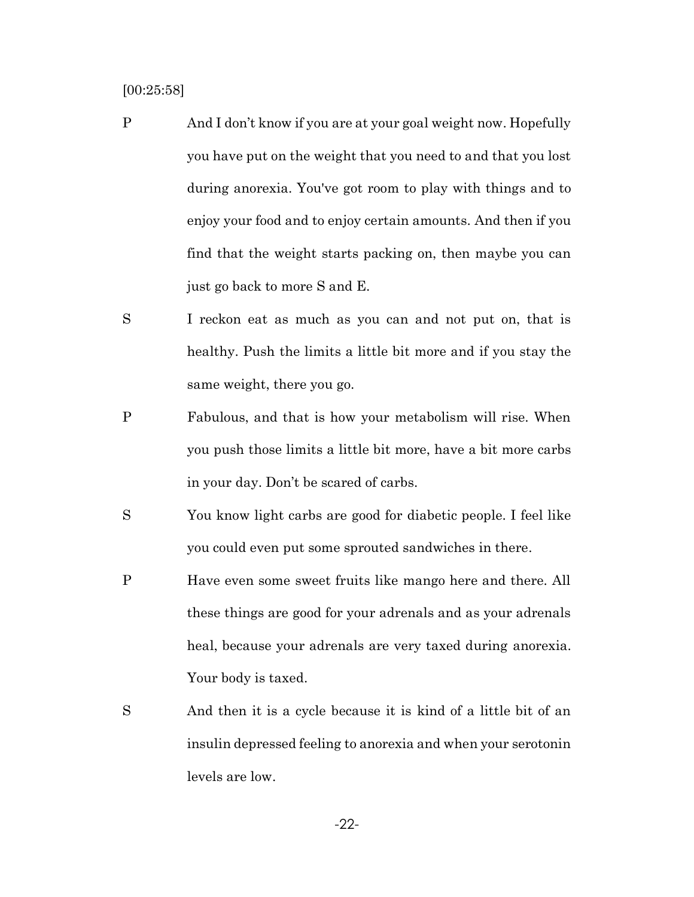[00:25:58]

P And I don't know if you are at your goal weight now. Hopefully you have put on the weight that you need to and that you lost during anorexia. You've got room to play with things and to enjoy your food and to enjoy certain amounts. And then if you find that the weight starts packing on, then maybe you can just go back to more S and E.

S I reckon eat as much as you can and not put on, that is healthy. Push the limits a little bit more and if you stay the same weight, there you go.

P Fabulous, and that is how your metabolism will rise. When you push those limits a little bit more, have a bit more carbs in your day. Don't be scared of carbs.

S You know light carbs are good for diabetic people. I feel like you could even put some sprouted sandwiches in there.

P Have even some sweet fruits like mango here and there. All these things are good for your adrenals and as your adrenals heal, because your adrenals are very taxed during anorexia. Your body is taxed.

S And then it is a cycle because it is kind of a little bit of an insulin depressed feeling to anorexia and when your serotonin levels are low.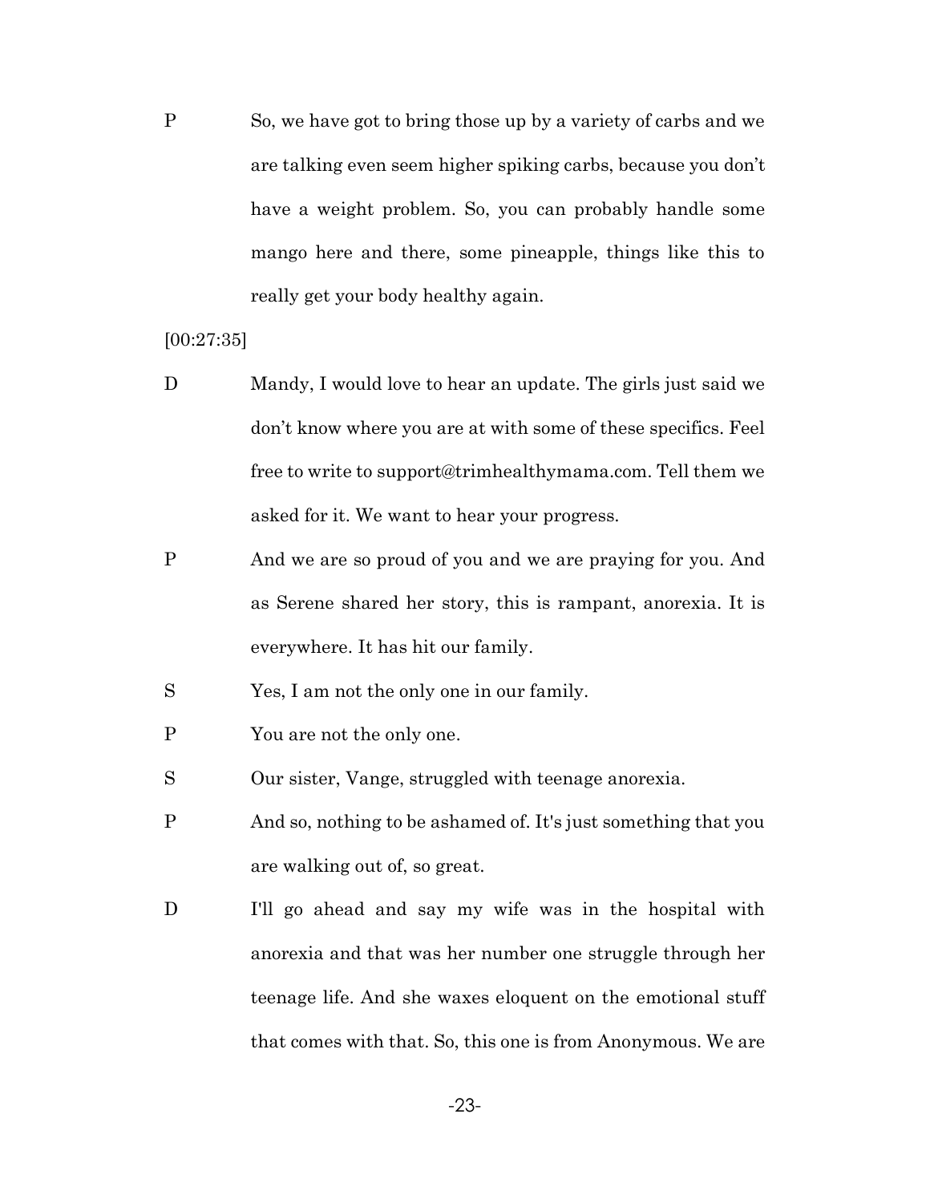P So, we have got to bring those up by a variety of carbs and we are talking even seem higher spiking carbs, because you don't have a weight problem. So, you can probably handle some mango here and there, some pineapple, things like this to really get your body healthy again.

[00:27:35]

D Mandy, I would love to hear an update. The girls just said we don't know where you are at with some of these specifics. Feel free to write to support@trimhealthymama.com. Tell them we asked for it. We want to hear your progress.

P And we are so proud of you and we are praying for you. And as Serene shared her story, this is rampant, anorexia. It is everywhere. It has hit our family.

S Yes, I am not the only one in our family.

P You are not the only one.

S Our sister, Vange, struggled with teenage anorexia.

P And so, nothing to be ashamed of. It's just something that you are walking out of, so great.

D I'll go ahead and say my wife was in the hospital with anorexia and that was her number one struggle through her teenage life. And she waxes eloquent on the emotional stuff that comes with that. So, this one is from Anonymous. We are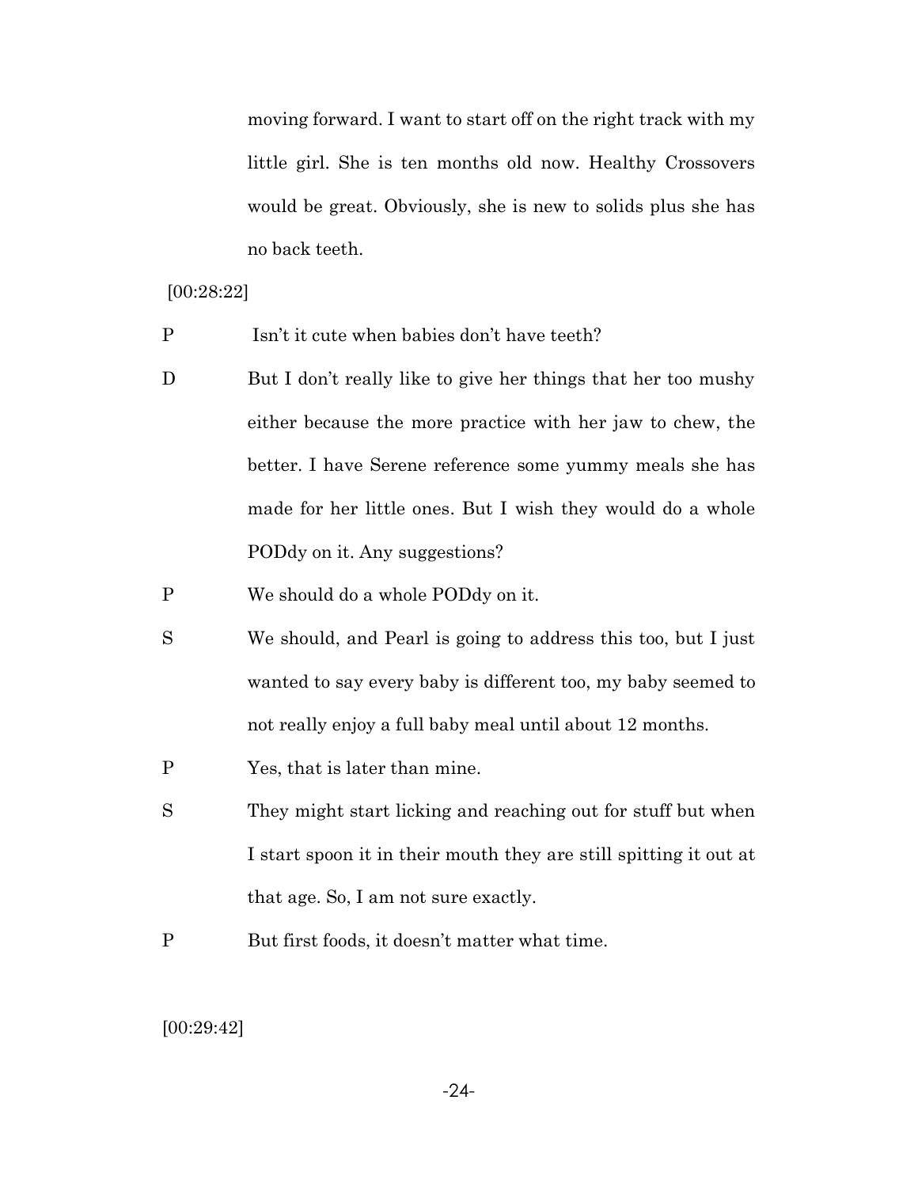moving forward. I want to start off on the right track with my little girl. She is ten months old now. Healthy Crossovers would be great. Obviously, she is new to solids plus she has no back teeth.

[00:28:22]

P Isn't it cute when babies don't have teeth?

D But I don't really like to give her things that her too mushy either because the more practice with her jaw to chew, the better. I have Serene reference some yummy meals she has made for her little ones. But I wish they would do a whole PODdy on it. Any suggestions?

P We should do a whole PODdy on it.

S We should, and Pearl is going to address this too, but I just wanted to say every baby is different too, my baby seemed to not really enjoy a full baby meal until about 12 months.

P Yes, that is later than mine.

S They might start licking and reaching out for stuff but when I start spoon it in their mouth they are still spitting it out at that age. So, I am not sure exactly.

P But first foods, it doesn't matter what time.

[00:29:42]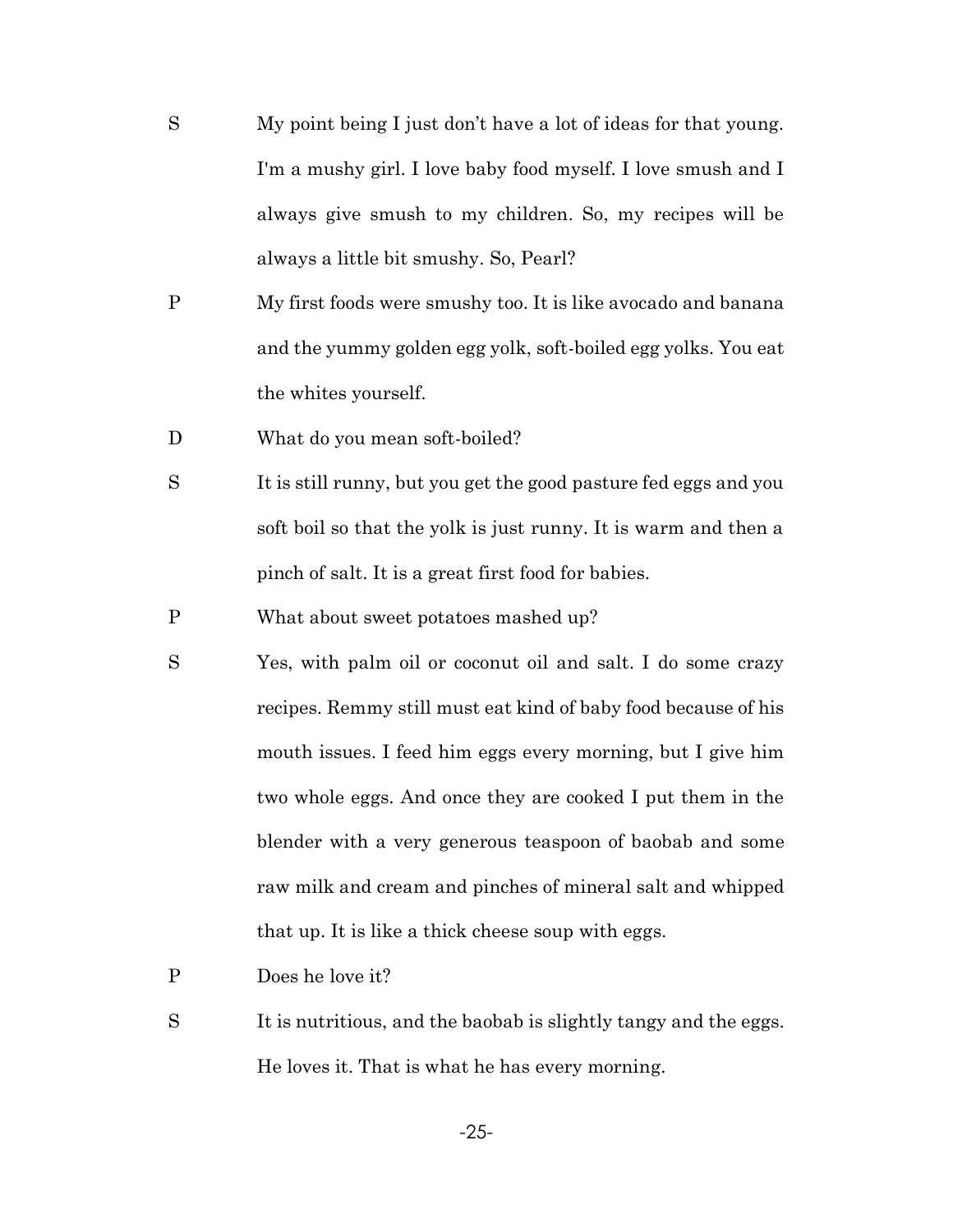S My point being I just don't have a lot of ideas for that young. I'm a mushy girl. I love baby food myself. I love smush and I always give smush to my children. So, my recipes will be always a little bit smushy. So, Pearl?

P My first foods were smushy too. It is like avocado and banana and the yummy golden egg yolk, soft-boiled egg yolks. You eat the whites yourself.

D What do you mean soft-boiled?

S It is still runny, but you get the good pasture fed eggs and you soft boil so that the yolk is just runny. It is warm and then a pinch of salt. It is a great first food for babies.

P What about sweet potatoes mashed up?

S Yes, with palm oil or coconut oil and salt. I do some crazy recipes. Remmy still must eat kind of baby food because of his mouth issues. I feed him eggs every morning, but I give him two whole eggs. And once they are cooked I put them in the blender with a very generous teaspoon of baobab and some raw milk and cream and pinches of mineral salt and whipped that up. It is like a thick cheese soup with eggs.

P Does he love it?

S It is nutritious, and the baobab is slightly tangy and the eggs. He loves it. That is what he has every morning.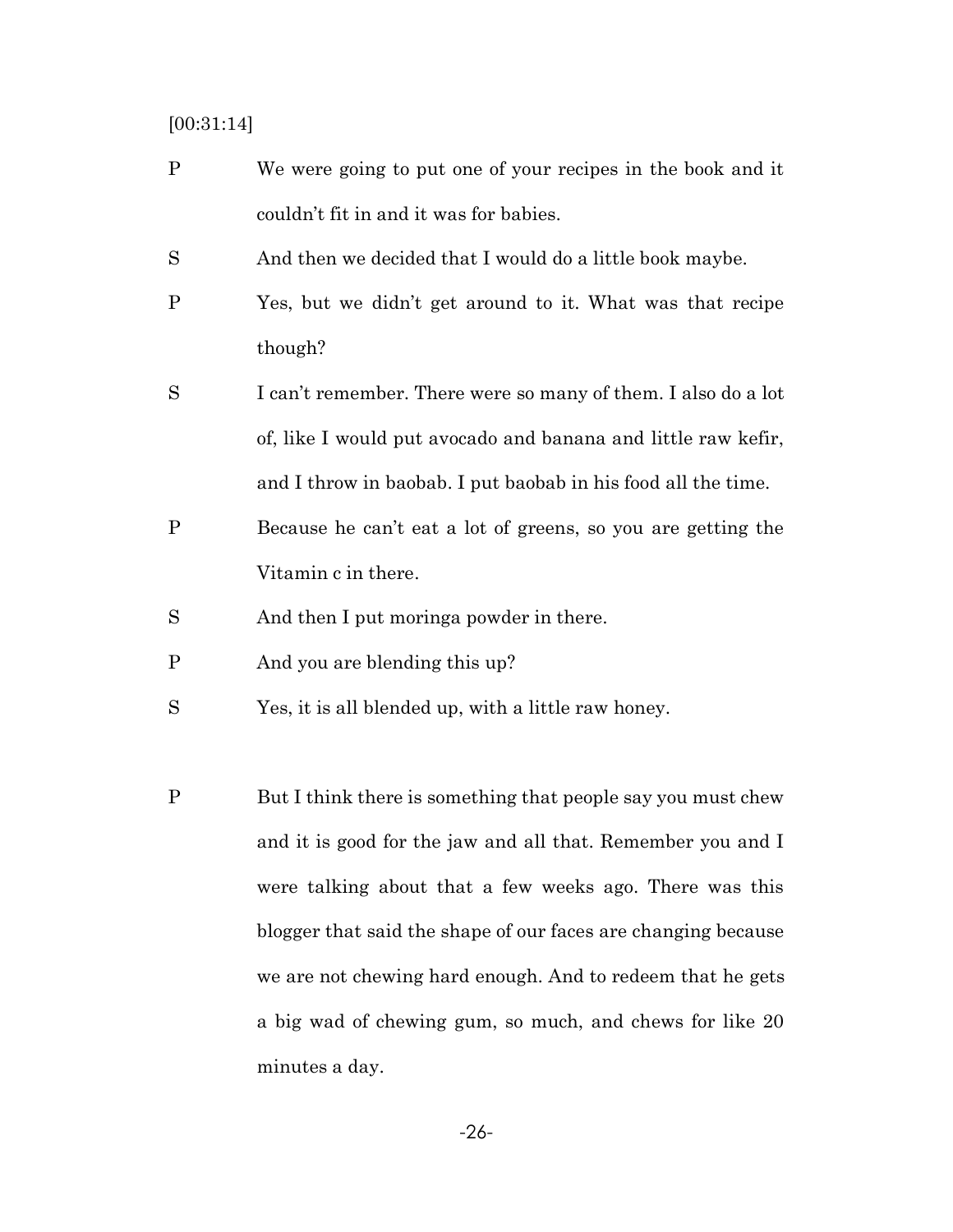[00:31:14]

P We were going to put one of your recipes in the book and it couldn't fit in and it was for babies.

S And then we decided that I would do a little book maybe.

P Yes, but we didn't get around to it. What was that recipe though?

S I can't remember. There were so many of them. I also do a lot of, like I would put avocado and banana and little raw kefir, and I throw in baobab. I put baobab in his food all the time.

P Because he can't eat a lot of greens, so you are getting the Vitamin c in there.

S And then I put moringa powder in there.

P And you are blending this up?

S Yes, it is all blended up, with a little raw honey.

P But I think there is something that people say you must chew and it is good for the jaw and all that. Remember you and I were talking about that a few weeks ago. There was this blogger that said the shape of our faces are changing because we are not chewing hard enough. And to redeem that he gets a big wad of chewing gum, so much, and chews for like 20 minutes a day.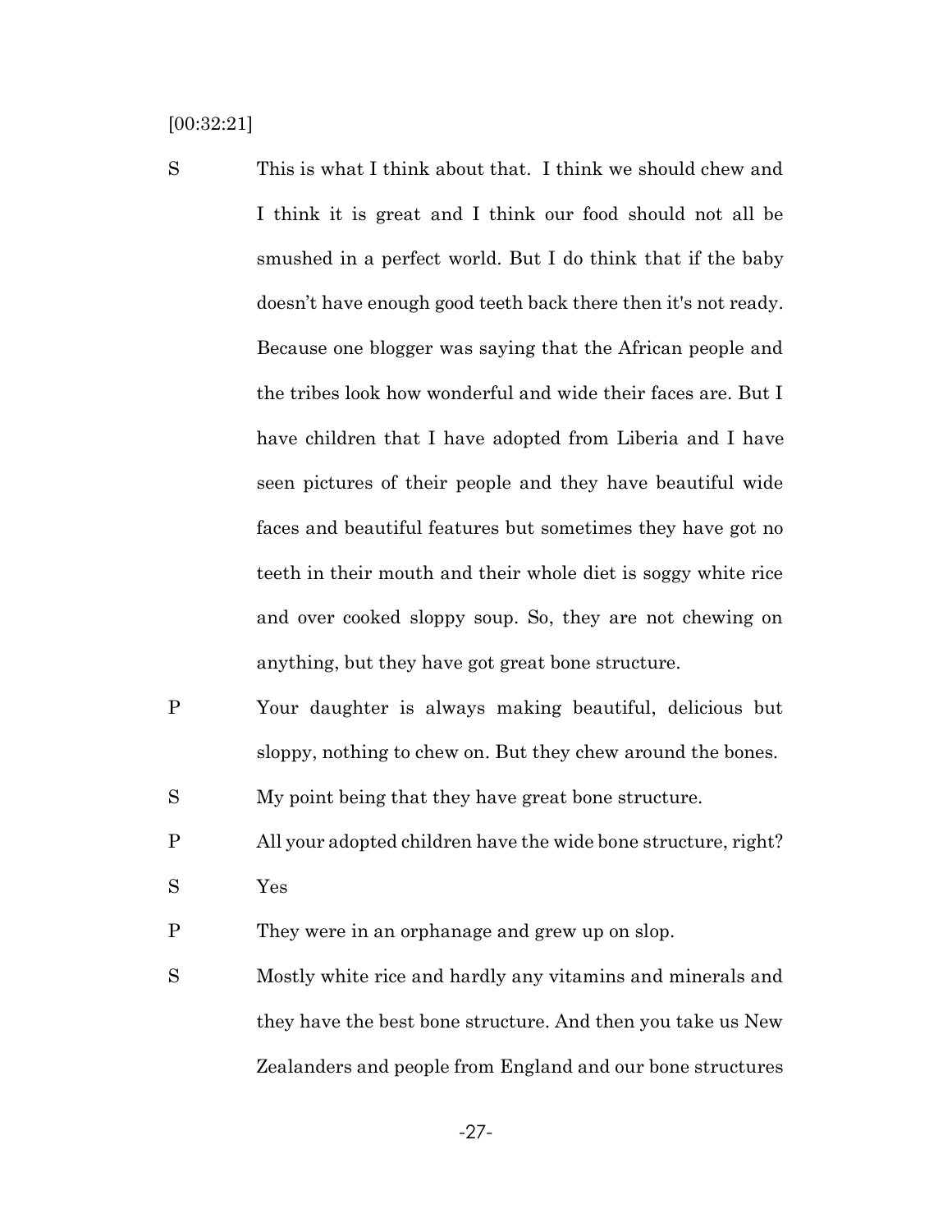[00:32:21]

S This is what I think about that. I think we should chew and I think it is great and I think our food should not all be smushed in a perfect world. But I do think that if the baby doesn't have enough good teeth back there then it's not ready. Because one blogger was saying that the African people and the tribes look how wonderful and wide their faces are. But I have children that I have adopted from Liberia and I have seen pictures of their people and they have beautiful wide faces and beautiful features but sometimes they have got no teeth in their mouth and their whole diet is soggy white rice and over cooked sloppy soup. So, they are not chewing on anything, but they have got great bone structure.

P Your daughter is always making beautiful, delicious but sloppy, nothing to chew on. But they chew around the bones.

S My point being that they have great bone structure.

P All your adopted children have the wide bone structure, right?

S Yes

P They were in an orphanage and grew up on slop.

S Mostly white rice and hardly any vitamins and minerals and they have the best bone structure. And then you take us New Zealanders and people from England and our bone structures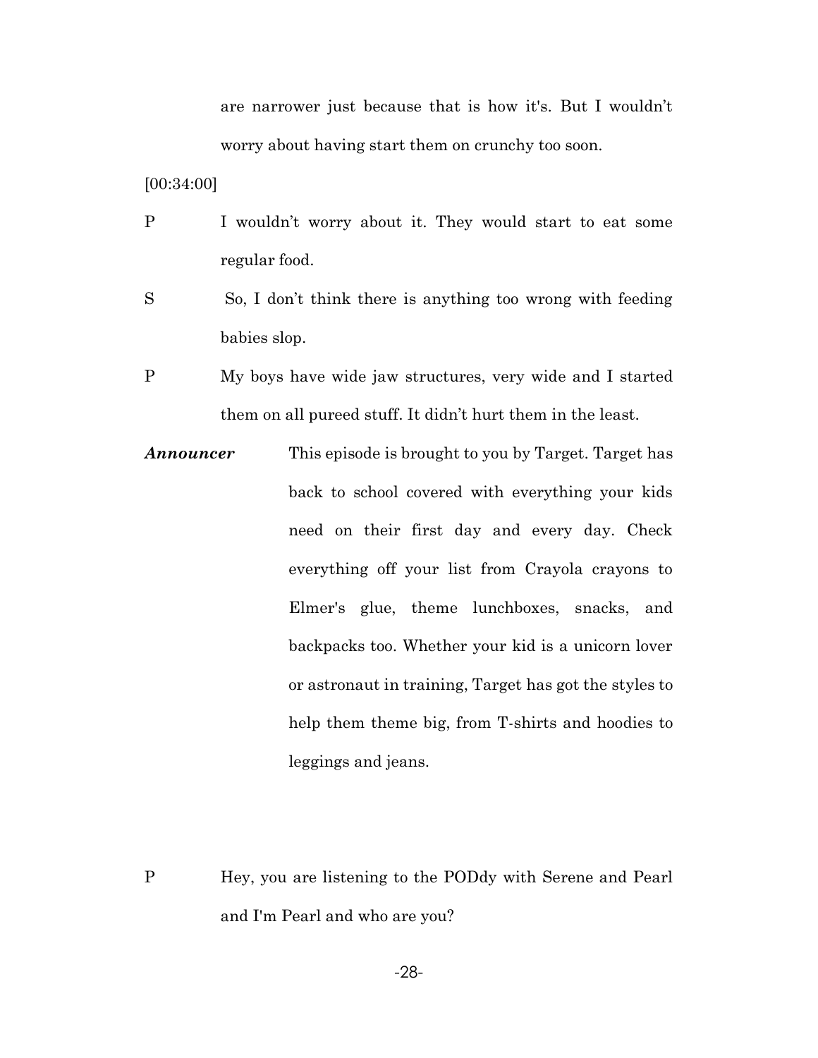are narrower just because that is how it's. But I wouldn't worry about having start them on crunchy too soon.

[00:34:00]

P I wouldn't worry about it. They would start to eat some regular food.

S So, I don't think there is anything too wrong with feeding babies slop.

P My boys have wide jaw structures, very wide and I started them on all pureed stuff. It didn't hurt them in the least.

***Announcer*** This episode is brought to you by Target. Target has back to school covered with everything your kids need on their first day and every day. Check everything off your list from Crayola crayons to Elmer's glue, theme lunchboxes, snacks, and backpacks too. Whether your kid is a unicorn lover or astronaut in training, Target has got the styles to help them theme big, from T-shirts and hoodies to leggings and jeans.

P Hey, you are listening to the PODdy with Serene and Pearl and I'm Pearl and who are you?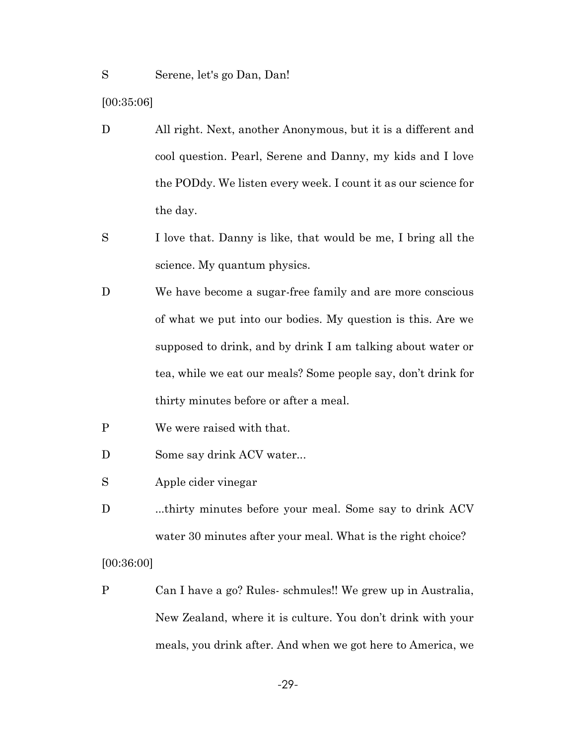S Serene, let's go Dan, Dan!

[00:35:06]

D All right. Next, another Anonymous, but it is a different and cool question. Pearl, Serene and Danny, my kids and I love the PODdy. We listen every week. I count it as our science for the day.

S I love that. Danny is like, that would be me, I bring all the science. My quantum physics.

D We have become a sugar-free family and are more conscious of what we put into our bodies. My question is this. Are we supposed to drink, and by drink I am talking about water or tea, while we eat our meals? Some people say, don't drink for thirty minutes before or after a meal.

P We were raised with that.

D Some say drink ACV water...

S Apple cider vinegar

D ...thirty minutes before your meal. Some say to drink ACV water 30 minutes after your meal. What is the right choice?

[00:36:00]

P Can I have a go? Rules- schmules!! We grew up in Australia, New Zealand, where it is culture. You don't drink with your meals, you drink after. And when we got here to America, we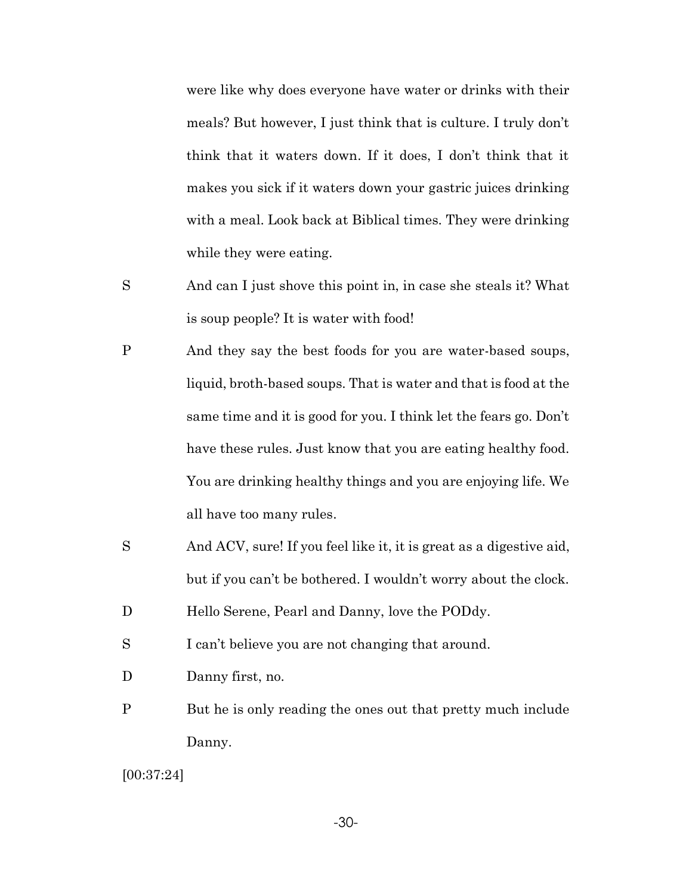were like why does everyone have water or drinks with their meals? But however, I just think that is culture. I truly don't think that it waters down. If it does, I don't think that it makes you sick if it waters down your gastric juices drinking with a meal. Look back at Biblical times. They were drinking while they were eating.

S And can I just shove this point in, in case she steals it? What is soup people? It is water with food!

P And they say the best foods for you are water-based soups, liquid, broth-based soups. That is water and that is food at the same time and it is good for you. I think let the fears go. Don't have these rules. Just know that you are eating healthy food. You are drinking healthy things and you are enjoying life. We all have too many rules.

S And ACV, sure! If you feel like it, it is great as a digestive aid, but if you can't be bothered. I wouldn't worry about the clock.

D Hello Serene, Pearl and Danny, love the PODdy.

S I can't believe you are not changing that around.

D Danny first, no.

P But he is only reading the ones out that pretty much include Danny.

[00:37:24]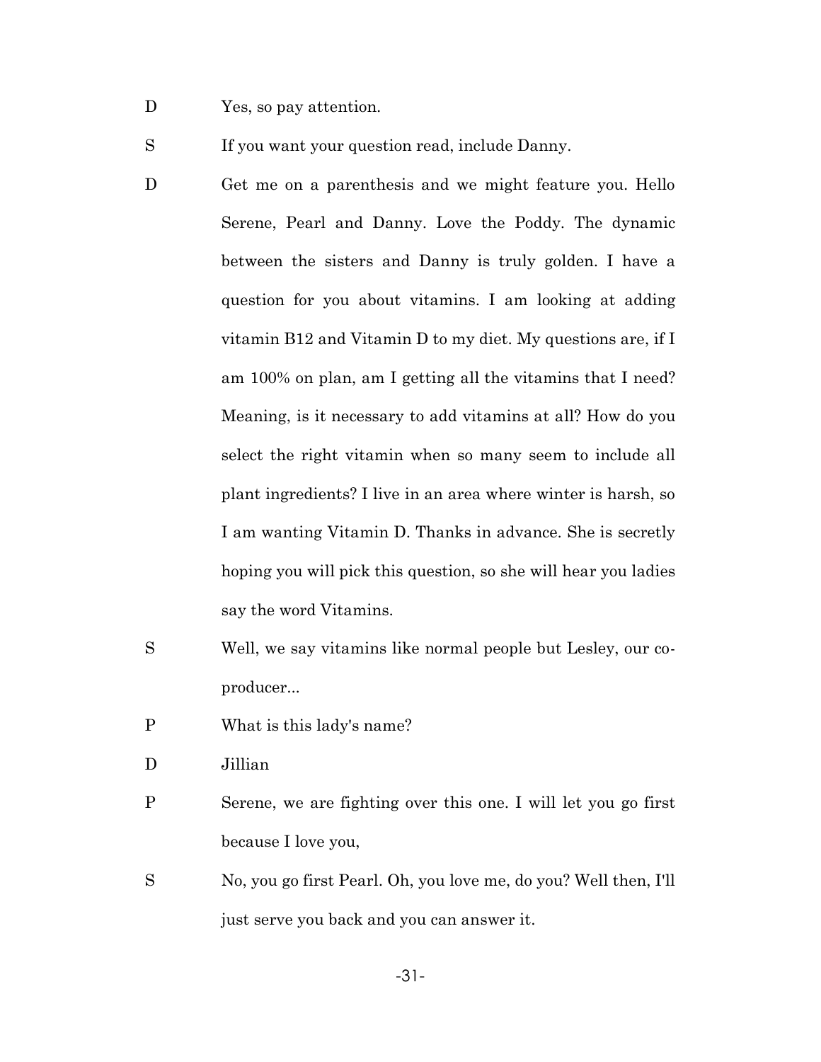D Yes, so pay attention.

S If you want your question read, include Danny.

D Get me on a parenthesis and we might feature you. Hello Serene, Pearl and Danny. Love the Poddy. The dynamic between the sisters and Danny is truly golden. I have a question for you about vitamins. I am looking at adding vitamin B12 and Vitamin D to my diet. My questions are, if I am 100% on plan, am I getting all the vitamins that I need? Meaning, is it necessary to add vitamins at all? How do you select the right vitamin when so many seem to include all plant ingredients? I live in an area where winter is harsh, so I am wanting Vitamin D. Thanks in advance. She is secretly hoping you will pick this question, so she will hear you ladies say the word Vitamins.

S Well, we say vitamins like normal people but Lesley, our co-producer...

P What is this lady's name?

D Jillian

P Serene, we are fighting over this one. I will let you go first because I love you,

S No, you go first Pearl. Oh, you love me, do you? Well then, I'll just serve you back and you can answer it.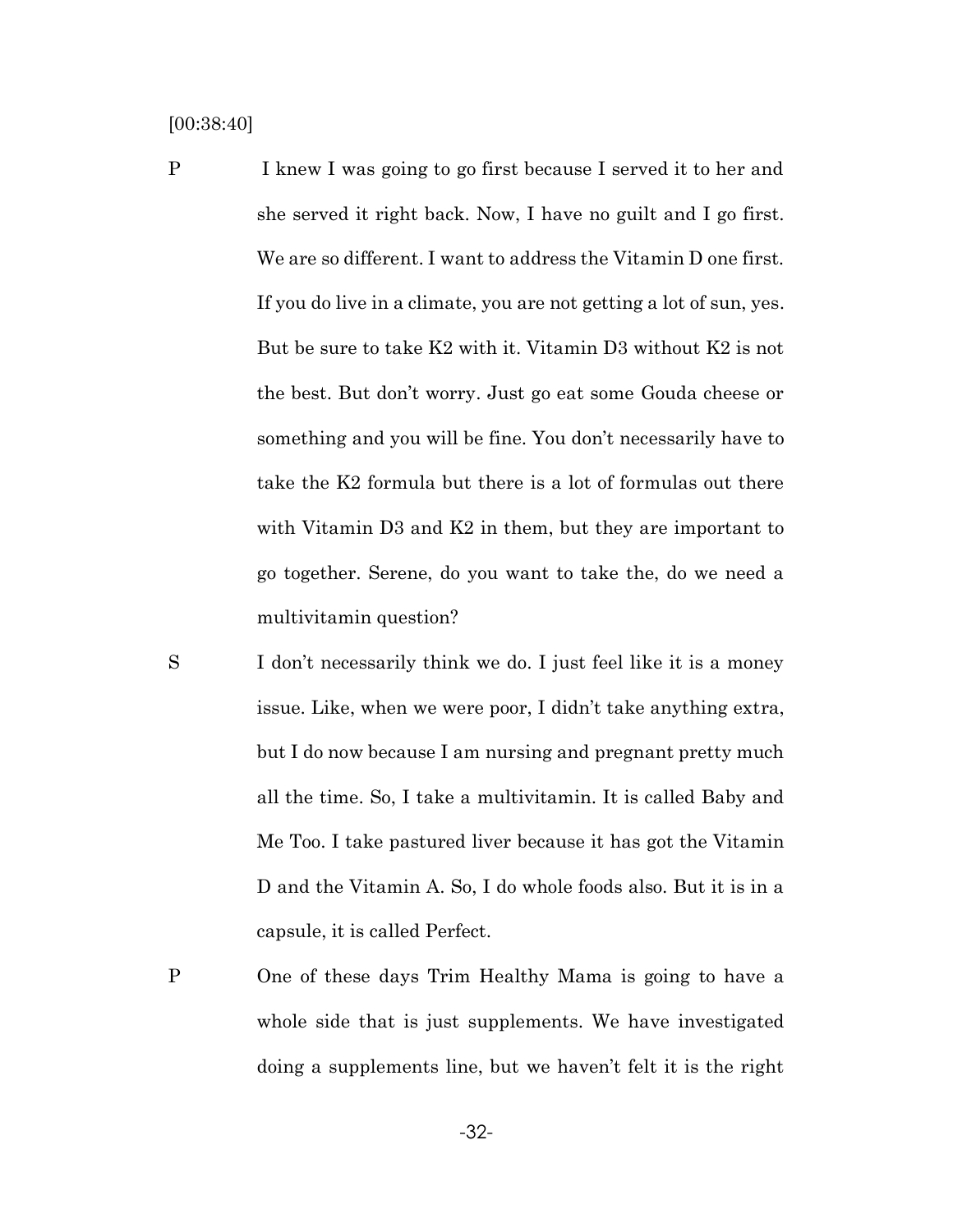[00:38:40]

P I knew I was going to go first because I served it to her and she served it right back. Now, I have no guilt and I go first. We are so different. I want to address the Vitamin D one first. If you do live in a climate, you are not getting a lot of sun, yes. But be sure to take K2 with it. Vitamin D3 without K2 is not the best. But don't worry. Just go eat some Gouda cheese or something and you will be fine. You don't necessarily have to take the K2 formula but there is a lot of formulas out there with Vitamin D3 and K2 in them, but they are important to go together. Serene, do you want to take the, do we need a multivitamin question?

S I don't necessarily think we do. I just feel like it is a money issue. Like, when we were poor, I didn't take anything extra, but I do now because I am nursing and pregnant pretty much all the time. So, I take a multivitamin. It is called Baby and Me Too. I take pastured liver because it has got the Vitamin D and the Vitamin A. So, I do whole foods also. But it is in a capsule, it is called Perfect.

P One of these days Trim Healthy Mama is going to have a whole side that is just supplements. We have investigated doing a supplements line, but we haven't felt it is the right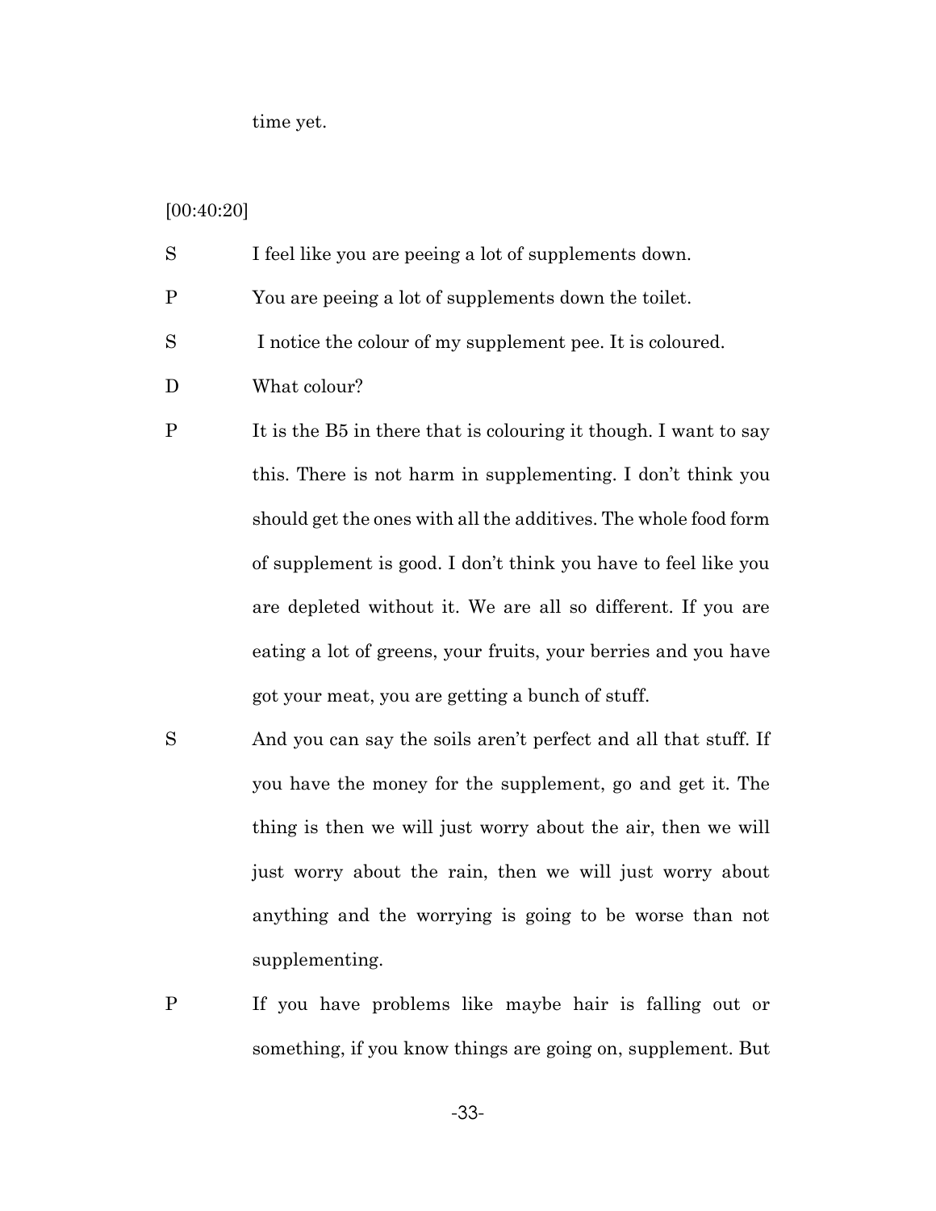time yet.

[00:40:20]

S I feel like you are peeing a lot of supplements down.

P You are peeing a lot of supplements down the toilet.

S I notice the colour of my supplement pee. It is coloured.

D What colour?

P It is the B5 in there that is colouring it though. I want to say this. There is not harm in supplementing. I don't think you should get the ones with all the additives. The whole food form of supplement is good. I don't think you have to feel like you are depleted without it. We are all so different. If you are eating a lot of greens, your fruits, your berries and you have got your meat, you are getting a bunch of stuff.

S And you can say the soils aren't perfect and all that stuff. If you have the money for the supplement, go and get it. The thing is then we will just worry about the air, then we will just worry about the rain, then we will just worry about anything and the worrying is going to be worse than not supplementing.

P If you have problems like maybe hair is falling out or something, if you know things are going on, supplement. But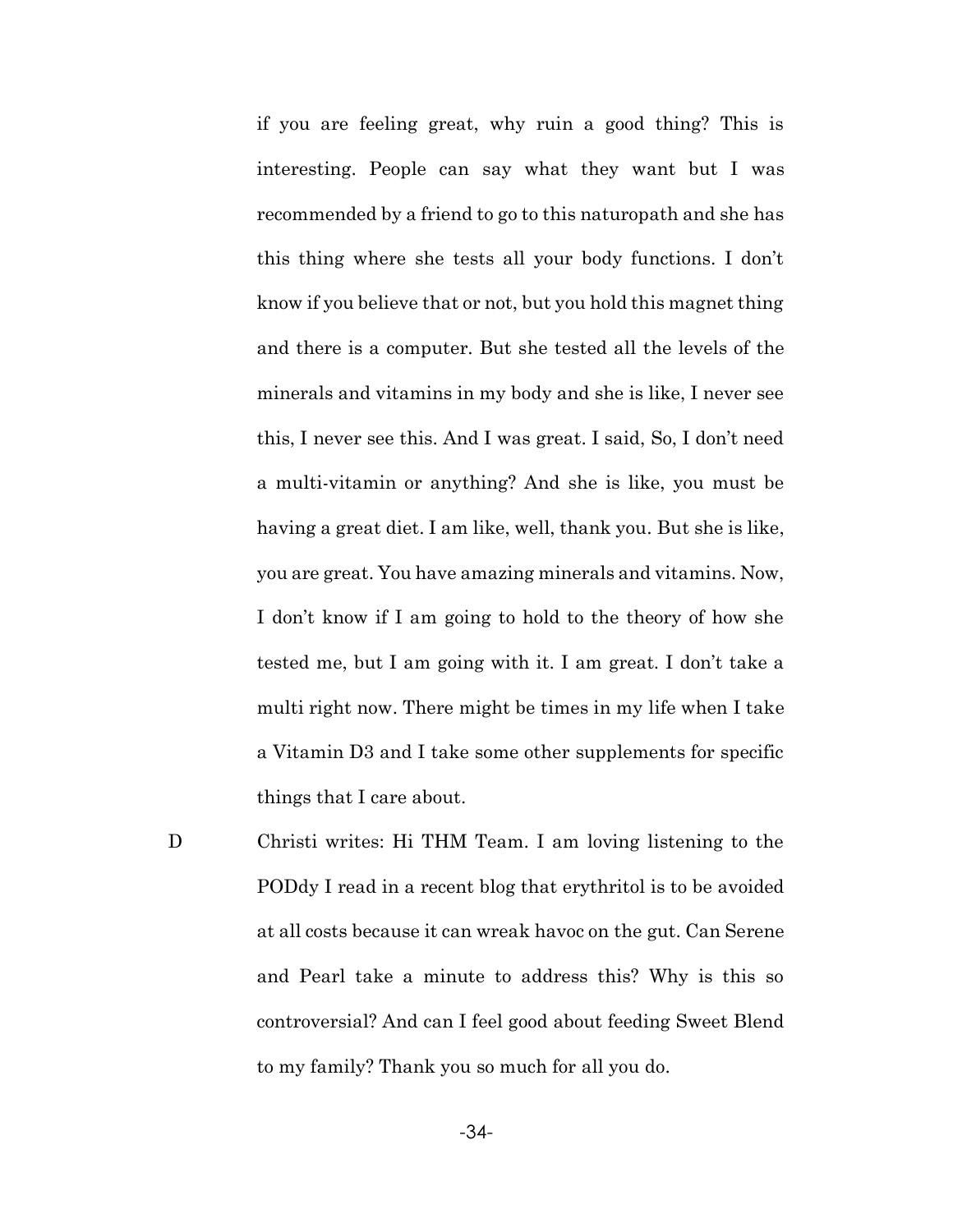if you are feeling great, why ruin a good thing? This is interesting. People can say what they want but I was recommended by a friend to go to this naturopath and she has this thing where she tests all your body functions. I don't know if you believe that or not, but you hold this magnet thing and there is a computer. But she tested all the levels of the minerals and vitamins in my body and she is like, I never see this, I never see this. And I was great. I said, So, I don't need a multi-vitamin or anything? And she is like, you must be having a great diet. I am like, well, thank you. But she is like, you are great. You have amazing minerals and vitamins. Now, I don't know if I am going to hold to the theory of how she tested me, but I am going with it. I am great. I don't take a multi right now. There might be times in my life when I take a Vitamin D3 and I take some other supplements for specific things that I care about.

D Christi writes: Hi THM Team. I am loving listening to the PODdy I read in a recent blog that erythritol is to be avoided at all costs because it can wreak havoc on the gut. Can Serene and Pearl take a minute to address this? Why is this so controversial? And can I feel good about feeding Sweet Blend to my family? Thank you so much for all you do.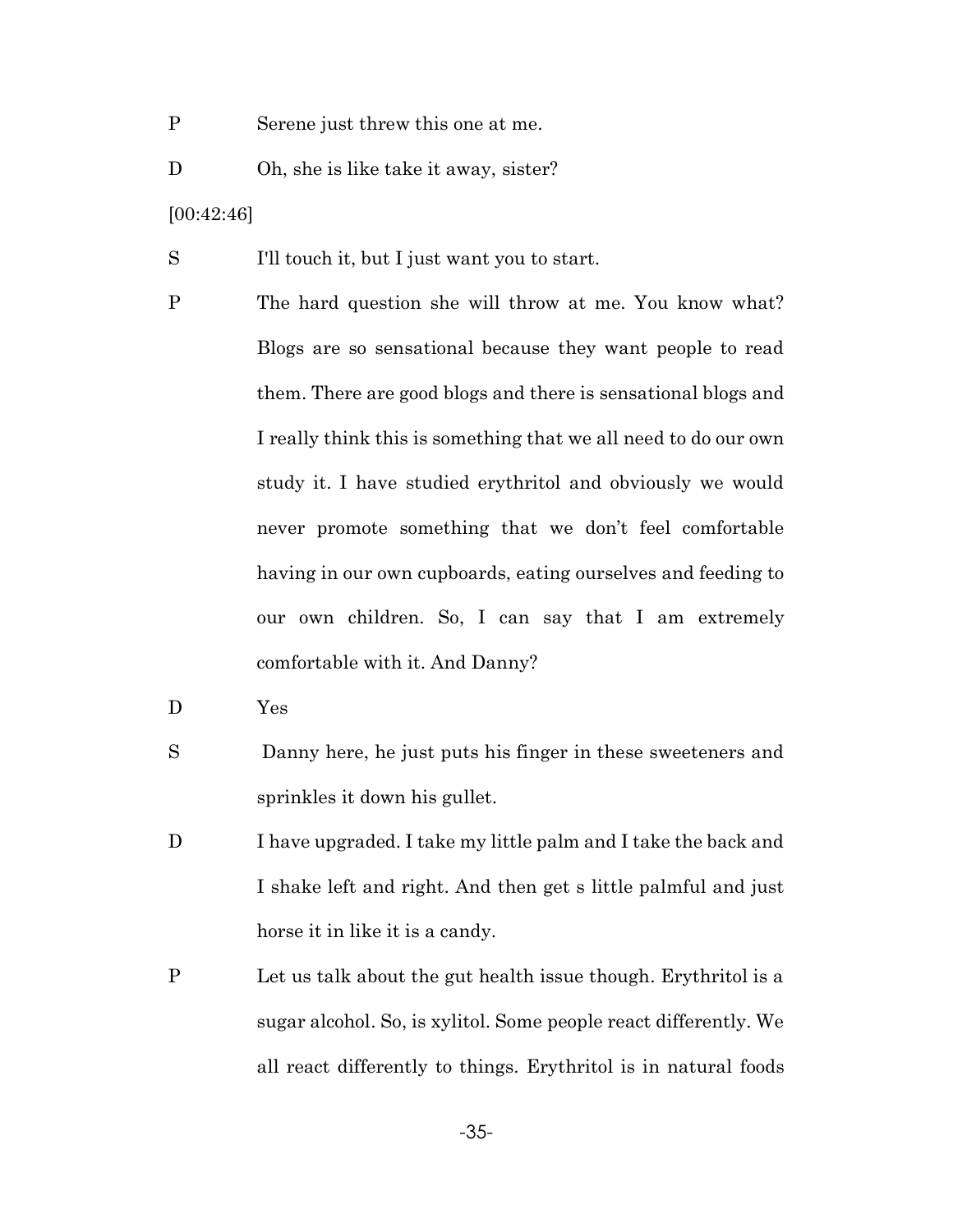P Serene just threw this one at me.

D Oh, she is like take it away, sister?

[00:42:46]

S I'll touch it, but I just want you to start.

P The hard question she will throw at me. You know what? Blogs are so sensational because they want people to read them. There are good blogs and there is sensational blogs and I really think this is something that we all need to do our own study it. I have studied erythritol and obviously we would never promote something that we don't feel comfortable having in our own cupboards, eating ourselves and feeding to our own children. So, I can say that I am extremely comfortable with it. And Danny?

D Yes

S Danny here, he just puts his finger in these sweeteners and sprinkles it down his gullet.

D I have upgraded. I take my little palm and I take the back and I shake left and right. And then get s little palmful and just horse it in like it is a candy.

P Let us talk about the gut health issue though. Erythritol is a sugar alcohol. So, is xylitol. Some people react differently. We all react differently to things. Erythritol is in natural foods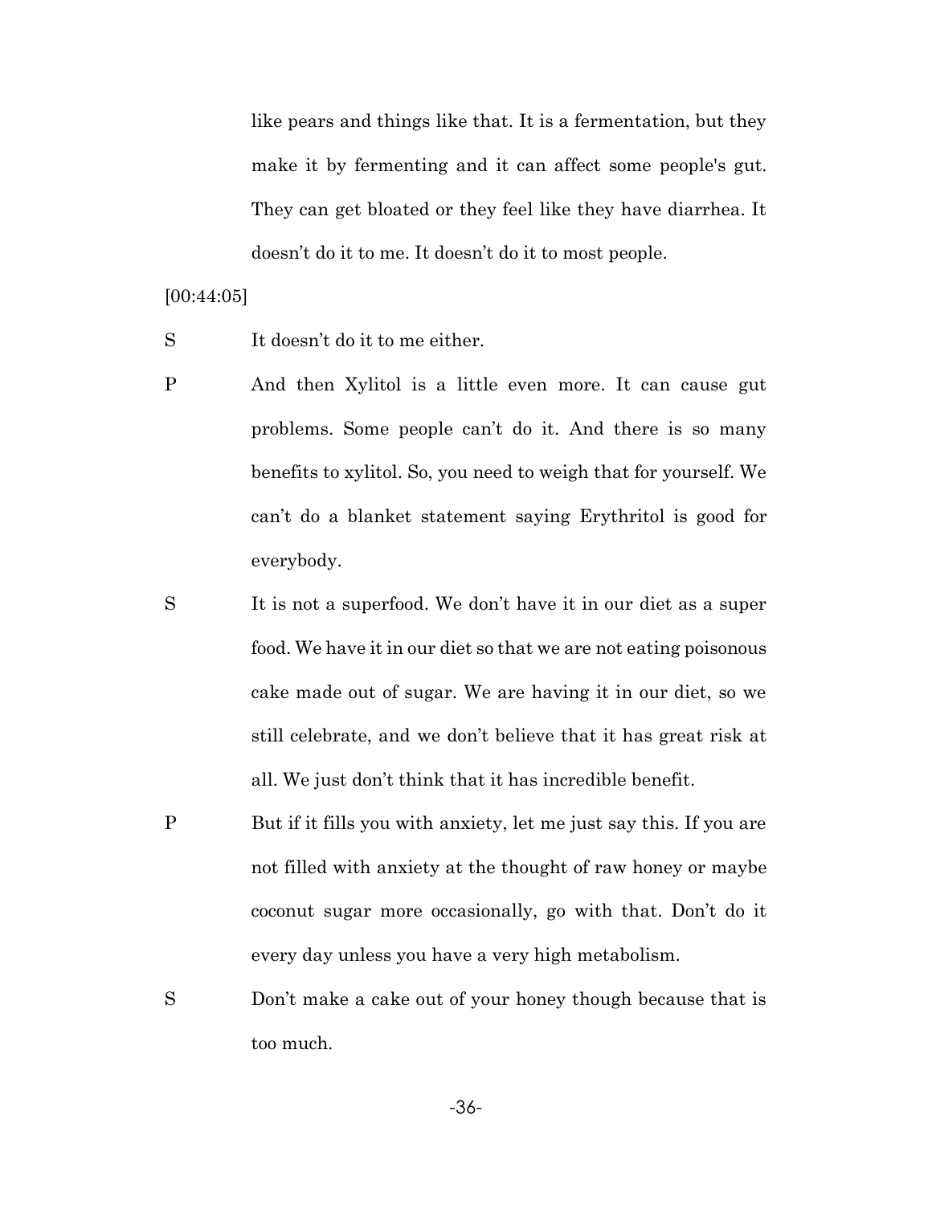like pears and things like that. It is a fermentation, but they make it by fermenting and it can affect some people's gut. They can get bloated or they feel like they have diarrhea. It doesn't do it to me. It doesn't do it to most people.

[00:44:05]

S It doesn't do it to me either.

P And then Xylitol is a little even more. It can cause gut problems. Some people can't do it. And there is so many benefits to xylitol. So, you need to weigh that for yourself. We can't do a blanket statement saying Erythritol is good for everybody.

S It is not a superfood. We don't have it in our diet as a super food. We have it in our diet so that we are not eating poisonous cake made out of sugar. We are having it in our diet, so we still celebrate, and we don't believe that it has great risk at all. We just don't think that it has incredible benefit.

P But if it fills you with anxiety, let me just say this. If you are not filled with anxiety at the thought of raw honey or maybe coconut sugar more occasionally, go with that. Don't do it every day unless you have a very high metabolism.

S Don't make a cake out of your honey though because that is too much.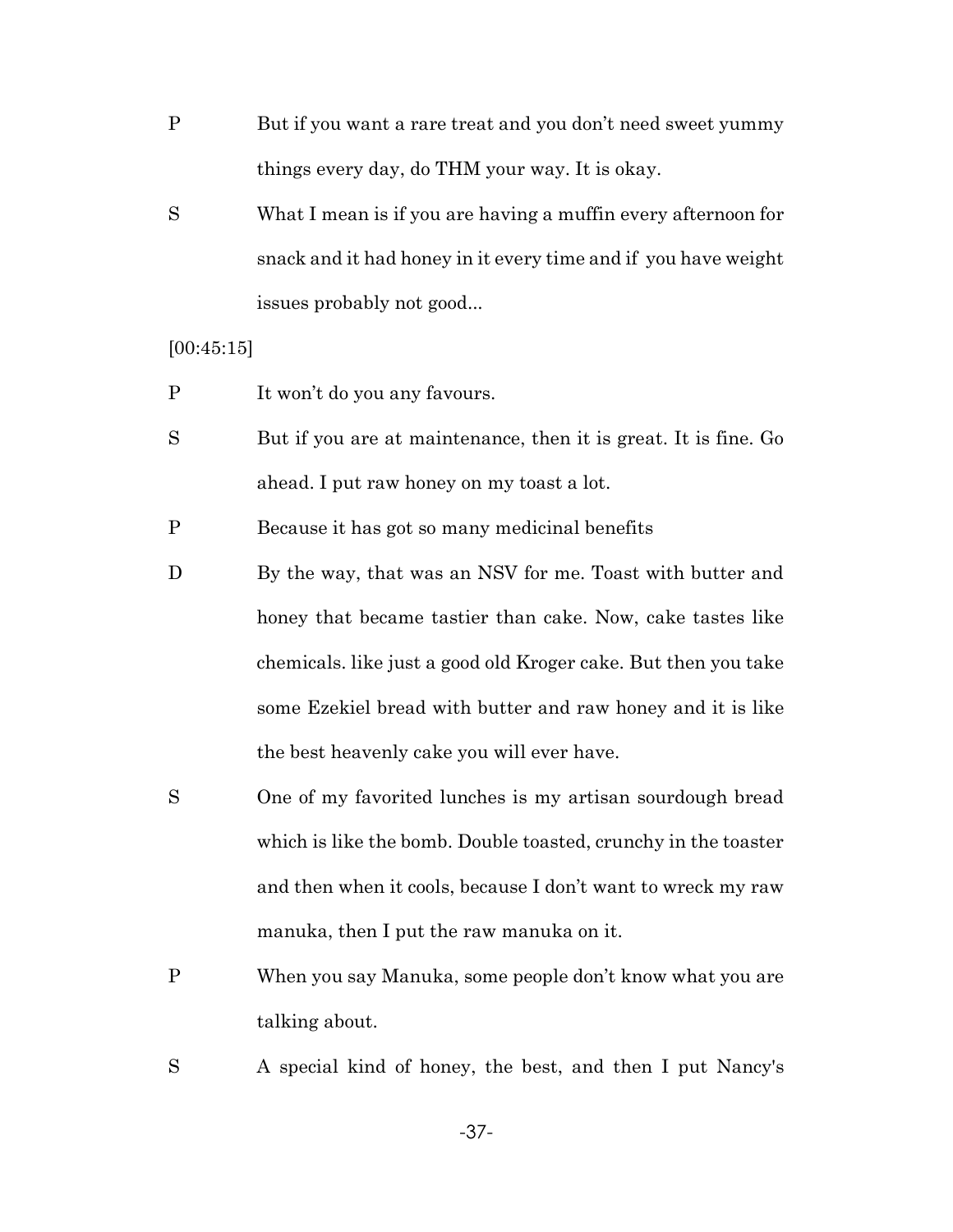P But if you want a rare treat and you don't need sweet yummy things every day, do THM your way. It is okay.

S What I mean is if you are having a muffin every afternoon for snack and it had honey in it every time and if you have weight issues probably not good...

[00:45:15]

P It won't do you any favours.

S But if you are at maintenance, then it is great. It is fine. Go ahead. I put raw honey on my toast a lot.

P Because it has got so many medicinal benefits

D By the way, that was an NSV for me. Toast with butter and honey that became tastier than cake. Now, cake tastes like chemicals. like just a good old Kroger cake. But then you take some Ezekiel bread with butter and raw honey and it is like the best heavenly cake you will ever have.

S One of my favorited lunches is my artisan sourdough bread which is like the bomb. Double toasted, crunchy in the toaster and then when it cools, because I don't want to wreck my raw manuka, then I put the raw manuka on it.

P When you say Manuka, some people don't know what you are talking about.

S A special kind of honey, the best, and then I put Nancy's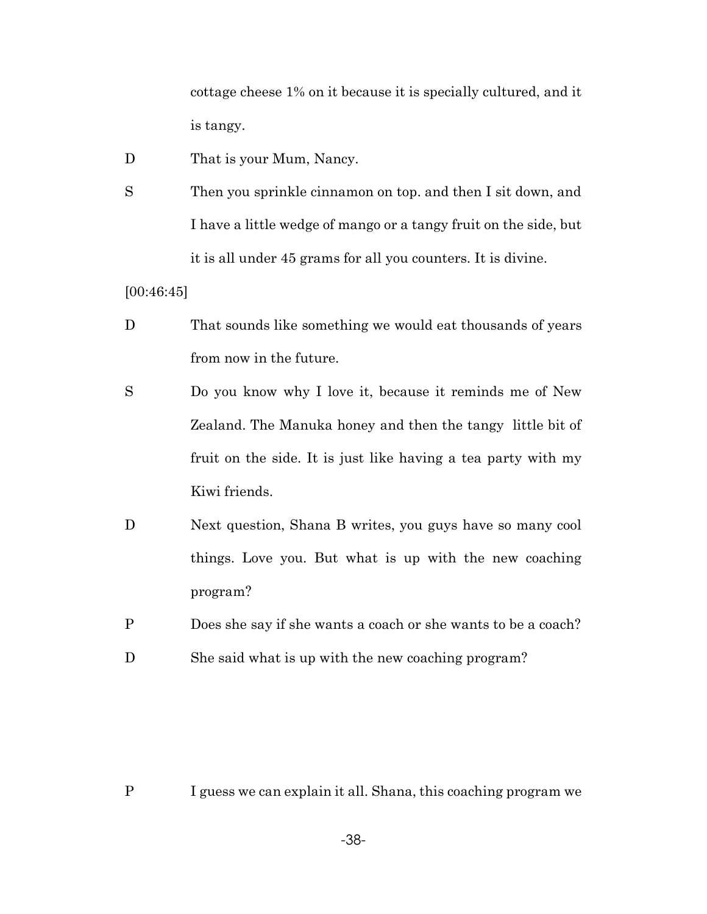cottage cheese 1% on it because it is specially cultured, and it is tangy.

D That is your Mum, Nancy.

S Then you sprinkle cinnamon on top. and then I sit down, and I have a little wedge of mango or a tangy fruit on the side, but it is all under 45 grams for all you counters. It is divine.

[00:46:45]

D That sounds like something we would eat thousands of years from now in the future.

S Do you know why I love it, because it reminds me of New Zealand. The Manuka honey and then the tangy little bit of fruit on the side. It is just like having a tea party with my Kiwi friends.

D Next question, Shana B writes, you guys have so many cool things. Love you. But what is up with the new coaching program?

P Does she say if she wants a coach or she wants to be a coach?

D She said what is up with the new coaching program?

P I guess we can explain it all. Shana, this coaching program we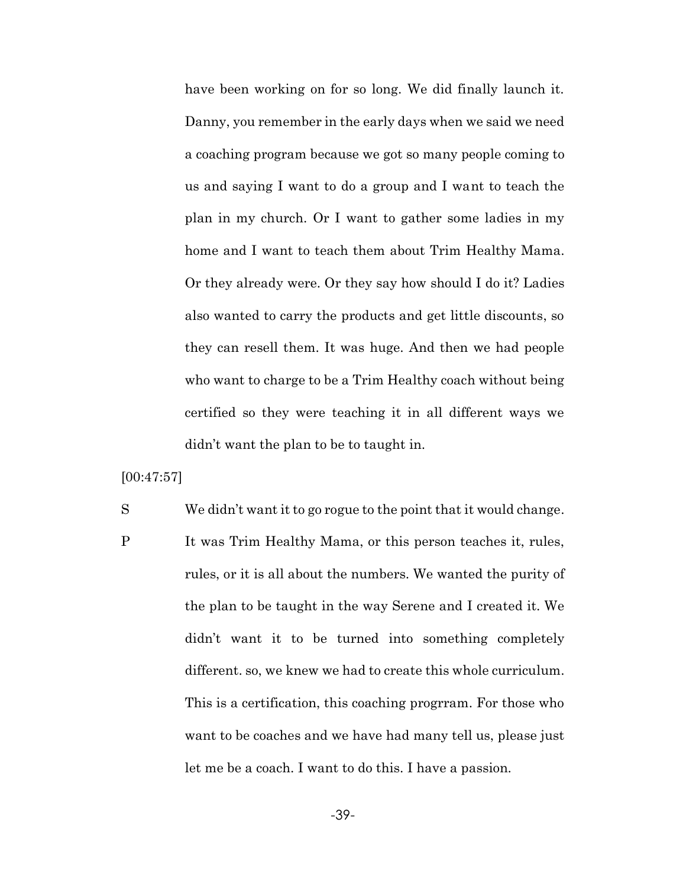have been working on for so long. We did finally launch it. Danny, you remember in the early days when we said we need a coaching program because we got so many people coming to us and saying I want to do a group and I want to teach the plan in my church. Or I want to gather some ladies in my home and I want to teach them about Trim Healthy Mama. Or they already were. Or they say how should I do it? Ladies also wanted to carry the products and get little discounts, so they can resell them. It was huge. And then we had people who want to charge to be a Trim Healthy coach without being certified so they were teaching it in all different ways we didn't want the plan to be to taught in.

[00:47:57]

S We didn't want it to go rogue to the point that it would change.

P It was Trim Healthy Mama, or this person teaches it, rules, rules, or it is all about the numbers. We wanted the purity of the plan to be taught in the way Serene and I created it. We didn't want it to be turned into something completely different. so, we knew we had to create this whole curriculum. This is a certification, this coaching progrram. For those who want to be coaches and we have had many tell us, please just let me be a coach. I want to do this. I have a passion.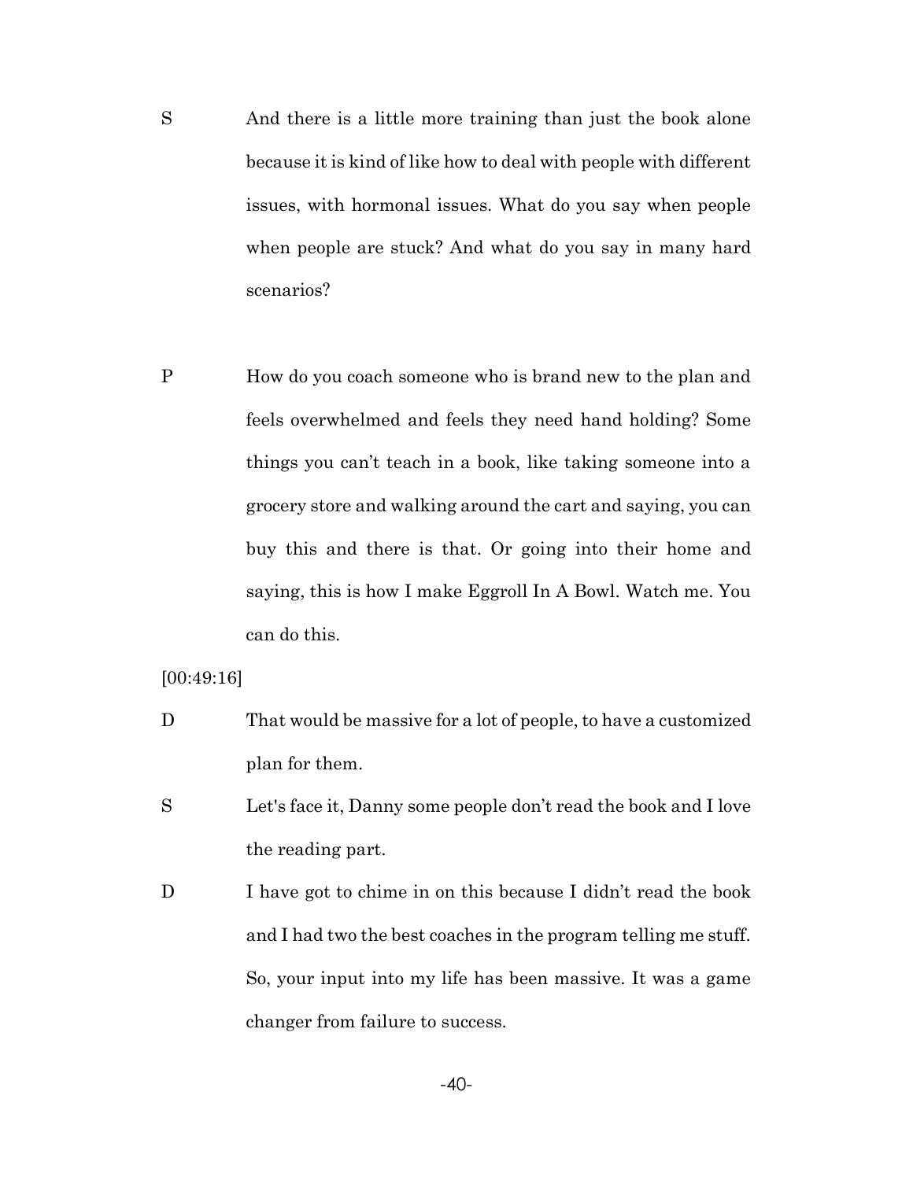S And there is a little more training than just the book alone because it is kind of like how to deal with people with different issues, with hormonal issues. What do you say when people when people are stuck? And what do you say in many hard scenarios?

P How do you coach someone who is brand new to the plan and feels overwhelmed and feels they need hand holding? Some things you can't teach in a book, like taking someone into a grocery store and walking around the cart and saying, you can buy this and there is that. Or going into their home and saying, this is how I make Eggroll In A Bowl. Watch me. You can do this.

[00:49:16]

D That would be massive for a lot of people, to have a customized plan for them.

S Let's face it, Danny some people don't read the book and I love the reading part.

D I have got to chime in on this because I didn't read the book and I had two the best coaches in the program telling me stuff. So, your input into my life has been massive. It was a game changer from failure to success.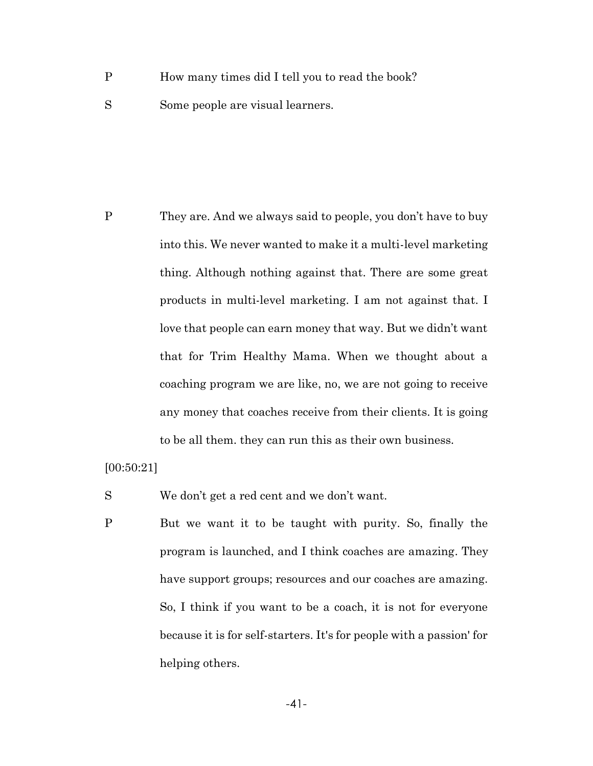P How many times did I tell you to read the book?

S Some people are visual learners.

P They are. And we always said to people, you don't have to buy into this. We never wanted to make it a multi-level marketing thing. Although nothing against that. There are some great products in multi-level marketing. I am not against that. I love that people can earn money that way. But we didn't want that for Trim Healthy Mama. When we thought about a coaching program we are like, no, we are not going to receive any money that coaches receive from their clients. It is going to be all them. they can run this as their own business.

[00:50:21]

S We don't get a red cent and we don't want.

P But we want it to be taught with purity. So, finally the program is launched, and I think coaches are amazing. They have support groups; resources and our coaches are amazing. So, I think if you want to be a coach, it is not for everyone because it is for self-starters. It's for people with a passion' for helping others.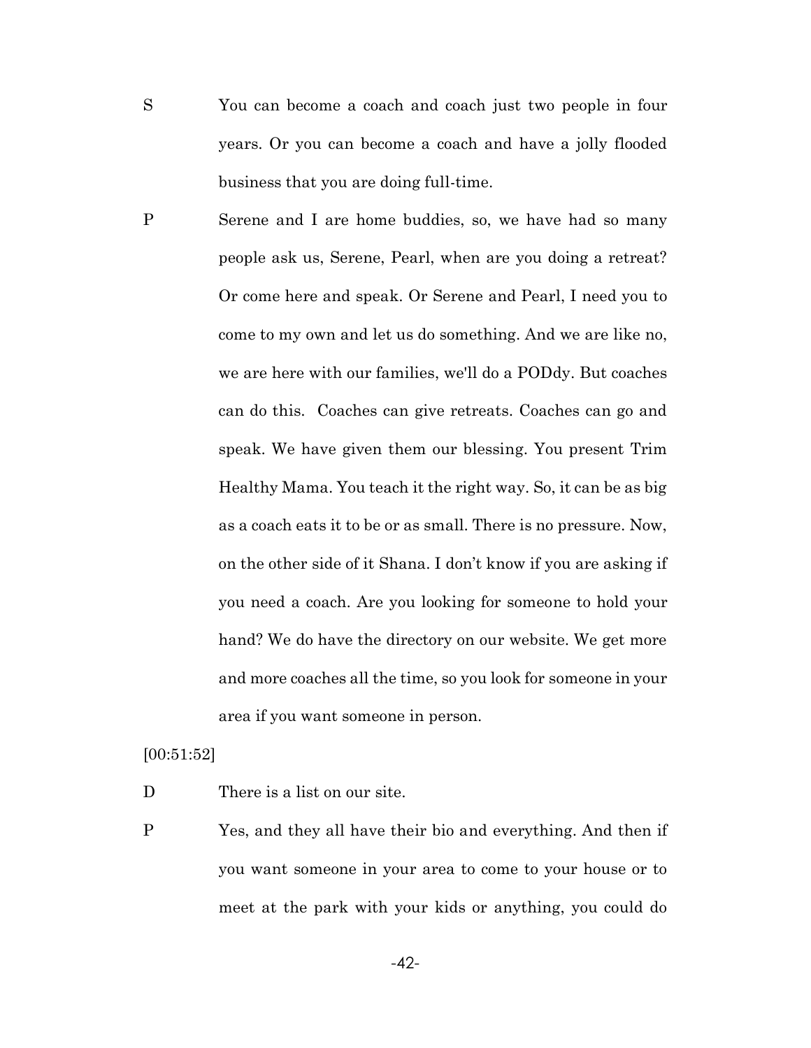S You can become a coach and coach just two people in four years. Or you can become a coach and have a jolly flooded business that you are doing full-time.

P Serene and I are home buddies, so, we have had so many people ask us, Serene, Pearl, when are you doing a retreat? Or come here and speak. Or Serene and Pearl, I need you to come to my own and let us do something. And we are like no, we are here with our families, we'll do a PODdy. But coaches can do this. Coaches can give retreats. Coaches can go and speak. We have given them our blessing. You present Trim Healthy Mama. You teach it the right way. So, it can be as big as a coach eats it to be or as small. There is no pressure. Now, on the other side of it Shana. I don't know if you are asking if you need a coach. Are you looking for someone to hold your hand? We do have the directory on our website. We get more and more coaches all the time, so you look for someone in your area if you want someone in person.

[00:51:52]

D There is a list on our site.

P Yes, and they all have their bio and everything. And then if you want someone in your area to come to your house or to meet at the park with your kids or anything, you could do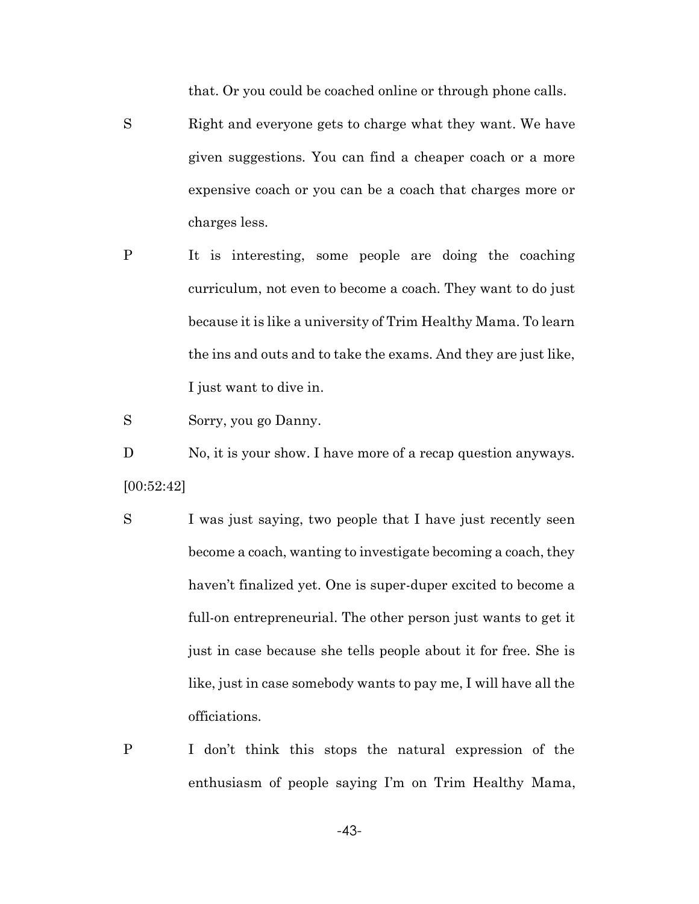that. Or you could be coached online or through phone calls.

S Right and everyone gets to charge what they want. We have given suggestions. You can find a cheaper coach or a more expensive coach or you can be a coach that charges more or charges less.

P It is interesting, some people are doing the coaching curriculum, not even to become a coach. They want to do just because it is like a university of Trim Healthy Mama. To learn the ins and outs and to take the exams. And they are just like, I just want to dive in.

S Sorry, you go Danny.

D No, it is your show. I have more of a recap question anyways.

[00:52:42]

S I was just saying, two people that I have just recently seen become a coach, wanting to investigate becoming a coach, they haven't finalized yet. One is super-duper excited to become a full-on entrepreneurial. The other person just wants to get it just in case because she tells people about it for free. She is like, just in case somebody wants to pay me, I will have all the officiations.

P I don't think this stops the natural expression of the enthusiasm of people saying I'm on Trim Healthy Mama,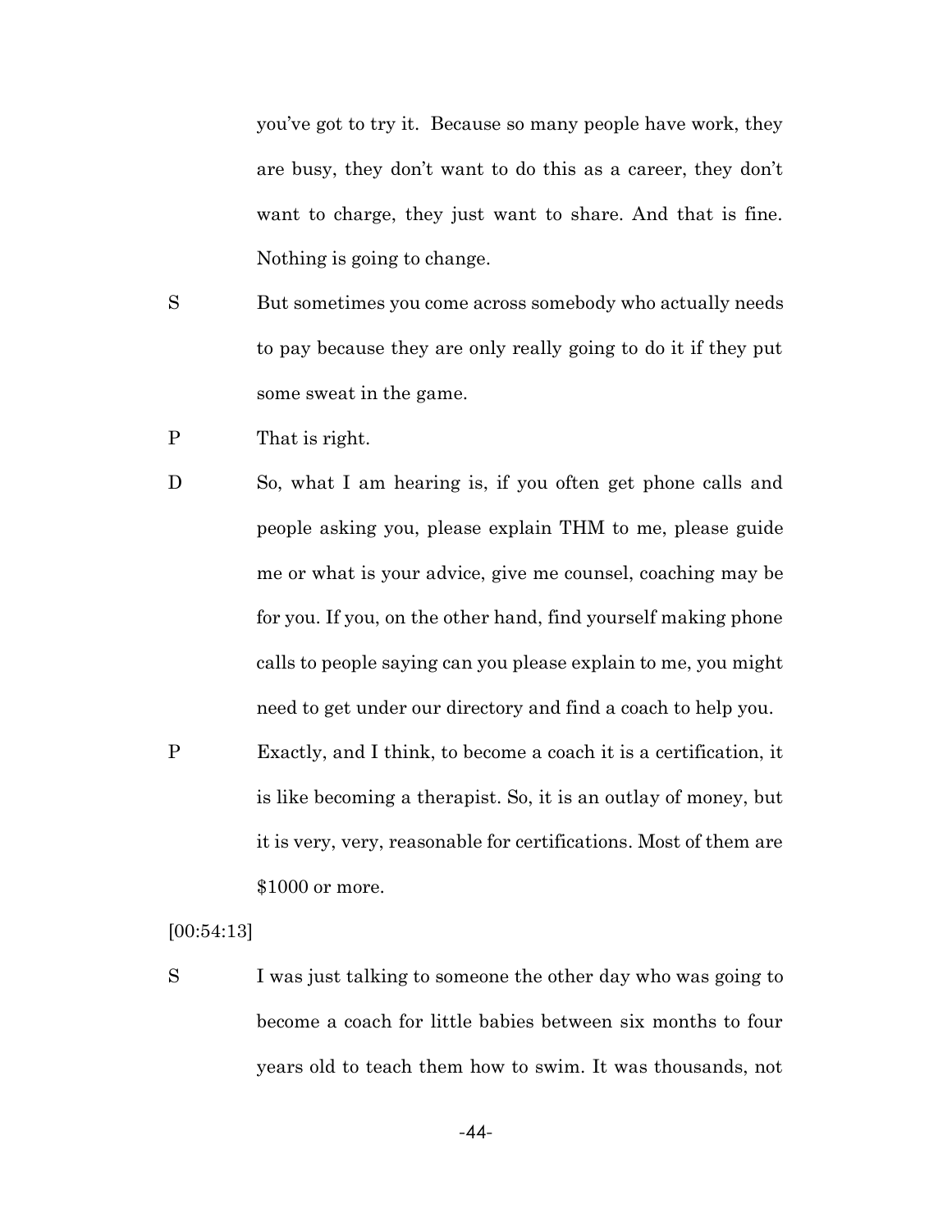you've got to try it. Because so many people have work, they are busy, they don't want to do this as a career, they don't want to charge, they just want to share. And that is fine. Nothing is going to change.

S But sometimes you come across somebody who actually needs to pay because they are only really going to do it if they put some sweat in the game.

P That is right.

D So, what I am hearing is, if you often get phone calls and people asking you, please explain THM to me, please guide me or what is your advice, give me counsel, coaching may be for you. If you, on the other hand, find yourself making phone calls to people saying can you please explain to me, you might need to get under our directory and find a coach to help you.

P Exactly, and I think, to become a coach it is a certification, it is like becoming a therapist. So, it is an outlay of money, but it is very, very, reasonable for certifications. Most of them are $1000 or more.

[00:54:13]

S I was just talking to someone the other day who was going to become a coach for little babies between six months to four years old to teach them how to swim. It was thousands, not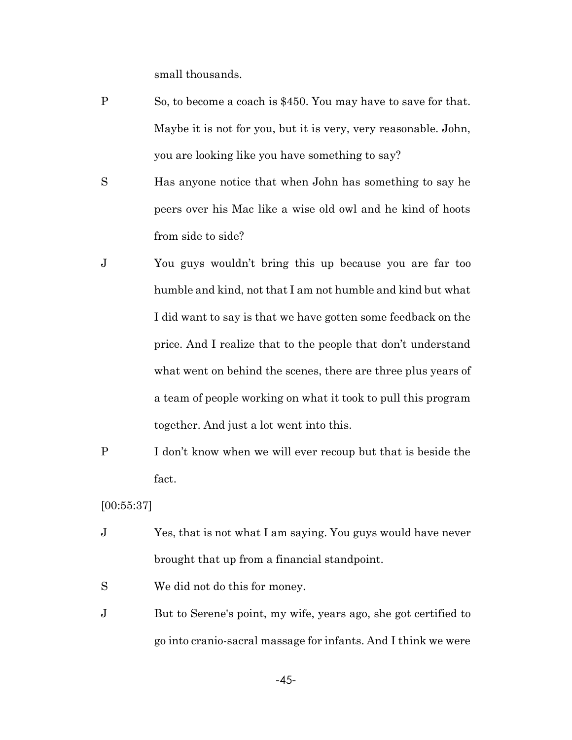small thousands.

P So, to become a coach is $450. You may have to save for that. Maybe it is not for you, but it is very, very reasonable. John, you are looking like you have something to say?

S Has anyone notice that when John has something to say he peers over his Mac like a wise old owl and he kind of hoots from side to side?

J You guys wouldn't bring this up because you are far too humble and kind, not that I am not humble and kind but what I did want to say is that we have gotten some feedback on the price. And I realize that to the people that don't understand what went on behind the scenes, there are three plus years of a team of people working on what it took to pull this program together. And just a lot went into this.

P I don't know when we will ever recoup but that is beside the fact.

[00:55:37]

J Yes, that is not what I am saying. You guys would have never brought that up from a financial standpoint.

S We did not do this for money.

J But to Serene's point, my wife, years ago, she got certified to go into cranio-sacral massage for infants. And I think we were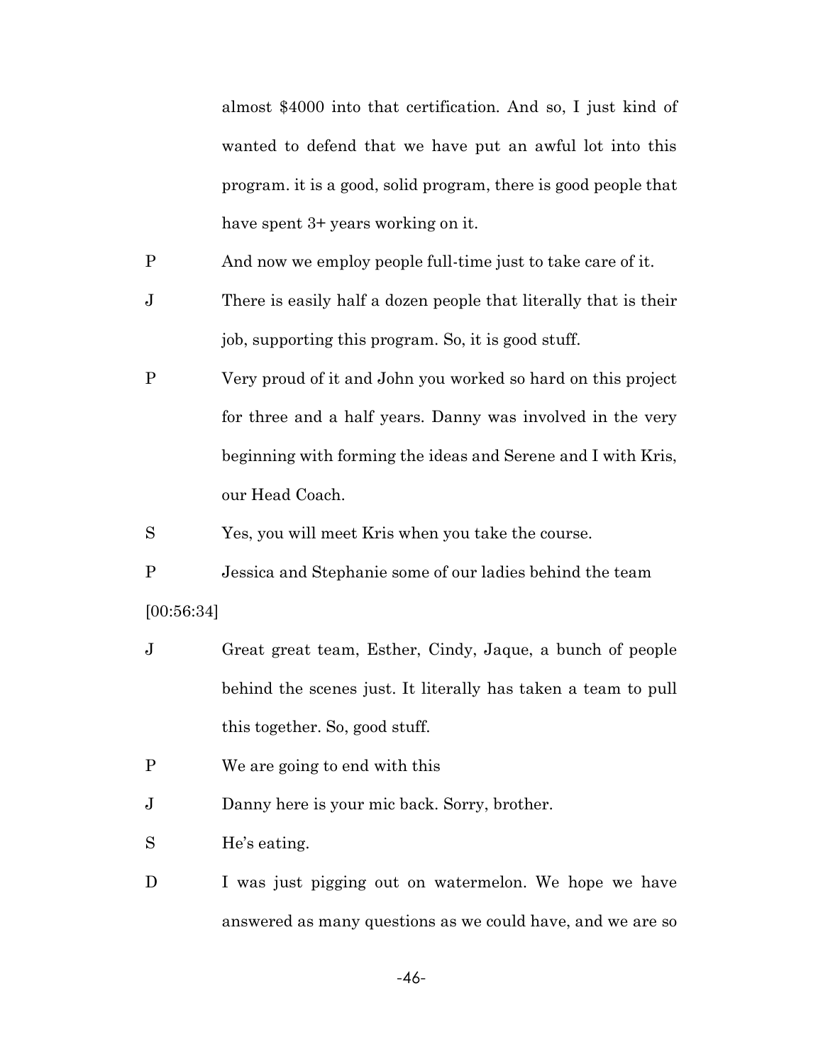almost $4000 into that certification. And so, I just kind of wanted to defend that we have put an awful lot into this program. it is a good, solid program, there is good people that have spent 3+ years working on it.

P And now we employ people full-time just to take care of it.

J There is easily half a dozen people that literally that is their job, supporting this program. So, it is good stuff.

P Very proud of it and John you worked so hard on this project for three and a half years. Danny was involved in the very beginning with forming the ideas and Serene and I with Kris, our Head Coach.

S Yes, you will meet Kris when you take the course.

P Jessica and Stephanie some of our ladies behind the team

[00:56:34]

J Great great team, Esther, Cindy, Jaque, a bunch of people behind the scenes just. It literally has taken a team to pull this together. So, good stuff.

P We are going to end with this

J Danny here is your mic back. Sorry, brother.

S He's eating.

D I was just pigging out on watermelon. We hope we have answered as many questions as we could have, and we are so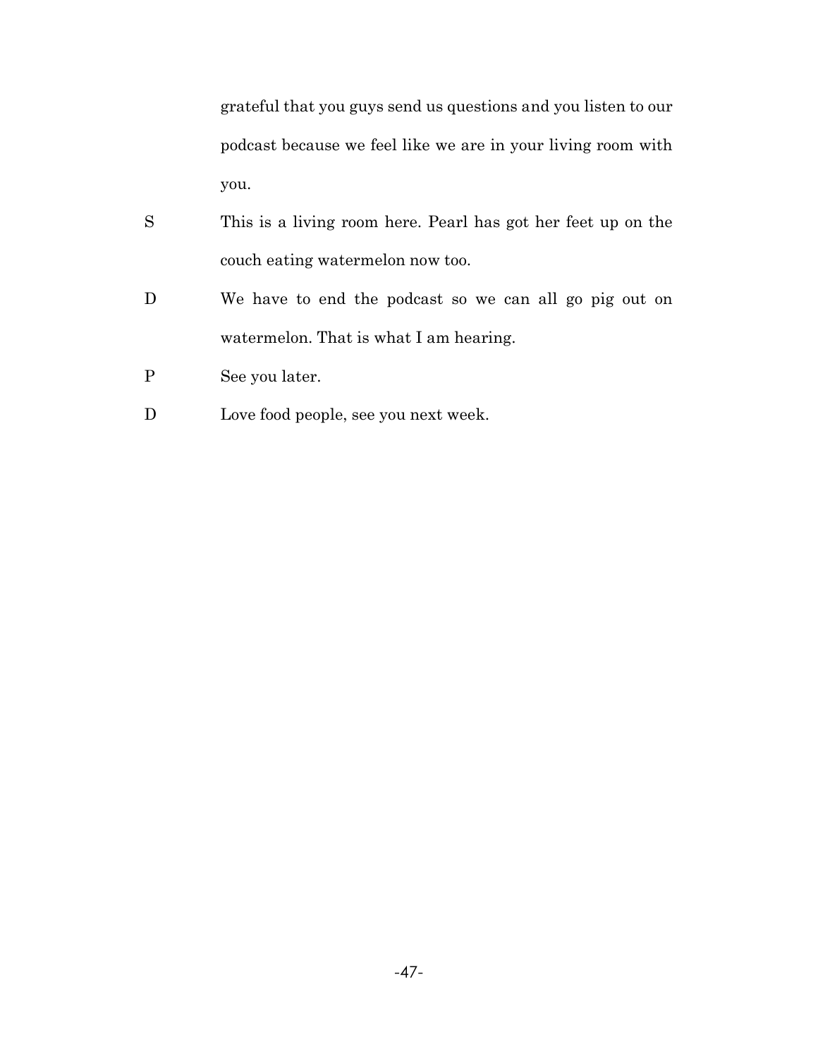grateful that you guys send us questions and you listen to our podcast because we feel like we are in your living room with you.

S This is a living room here. Pearl has got her feet up on the couch eating watermelon now too.

D We have to end the podcast so we can all go pig out on watermelon. That is what I am hearing.

P See you later.

D Love food people, see you next week.